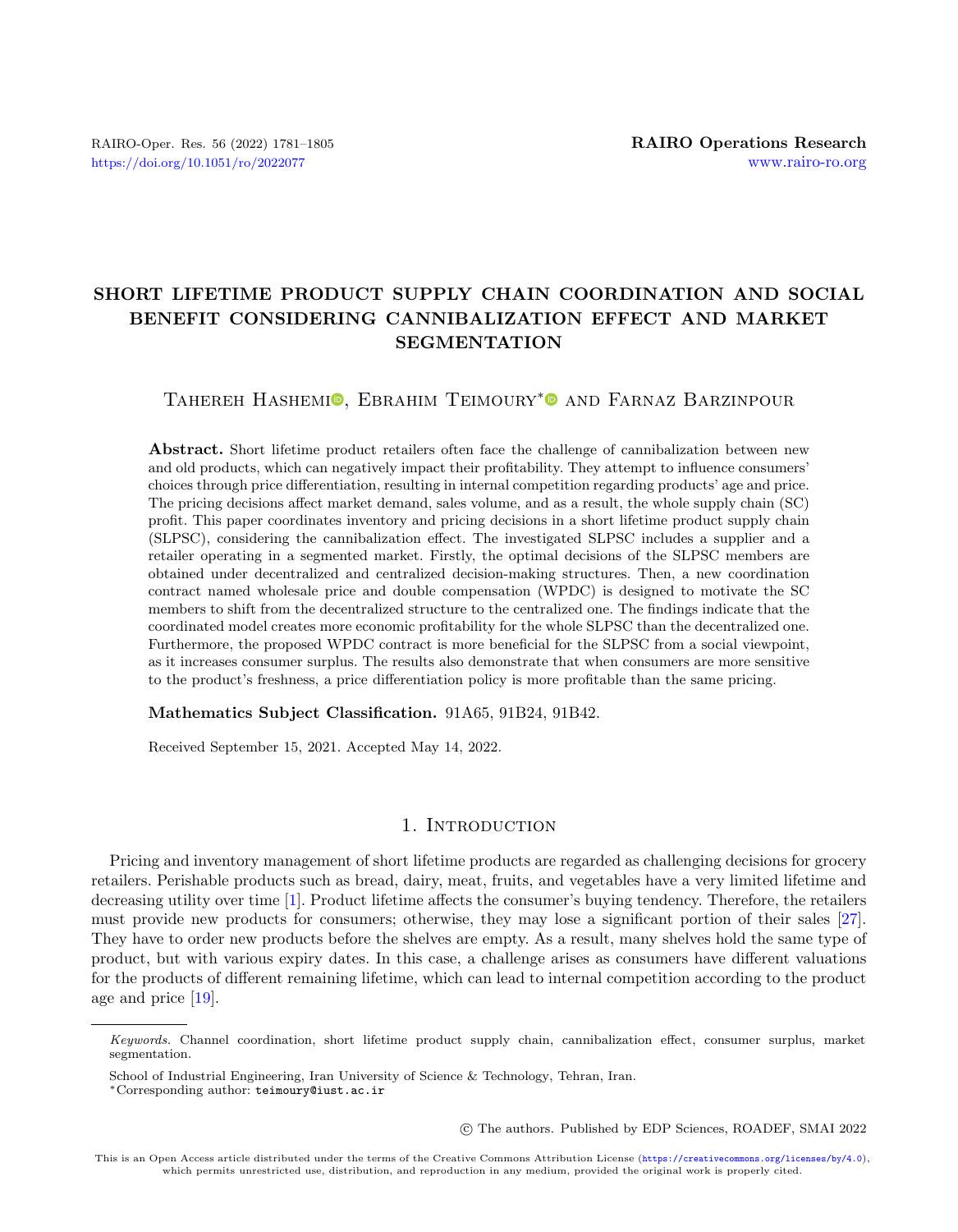# SHORT LIFETIME PRODUCT SUPPLY CHAIN COORDINATION AND SOCIAL BENEFIT CONSIDERING CANNIBALIZATION EFFECT AND MARKET SEGMENTATION

Tahereh Hashemi, Ebrahim Teimoury* and Farnaz Barzinpour

**Abstract.** Short lifetime product retailers often face the challenge of cannibalization between new and old products, which can negatively impact their profitability. They attempt to influence consumers' choices through price differentiation, resulting in internal competition regarding products' age and price. The pricing decisions affect market demand, sales volume, and as a result, the whole supply chain (SC) profit. This paper coordinates inventory and pricing decisions in a short lifetime product supply chain (SLPSC), considering the cannibalization effect. The investigated SLPSC includes a supplier and a retailer operating in a segmented market. Firstly, the optimal decisions of the SLPSC members are obtained under decentralized and centralized decision-making structures. Then, a new coordination contract named wholesale price and double compensation (WPDC) is designed to motivate the SC members to shift from the decentralized structure to the centralized one. The findings indicate that the coordinated model creates more economic profitability for the whole SLPSC than the decentralized one. Furthermore, the proposed WPDC contract is more beneficial for the SLPSC from a social viewpoint, as it increases consumer surplus. The results also demonstrate that when consumers are more sensitive to the product's freshness, a price differentiation policy is more profitable than the same pricing.

**Mathematics Subject Classification.** 91A65, 91B24, 91B42.

Received September 15, 2021. Accepted May 14, 2022.

## 1. Introduction

Pricing and inventory management of short lifetime products are regarded as challenging decisions for grocery retailers. Perishable products such as bread, dairy, meat, fruits, and vegetables have a very limited lifetime and decreasing utility over time [1]. Product lifetime affects the consumer's buying tendency. Therefore, the retailers must provide new products for consumers; otherwise, they may lose a significant portion of their sales [27]. They have to order new products before the shelves are empty. As a result, many shelves hold the same type of product, but with various expiry dates. In this case, a challenge arises as consumers have different valuations for the products of different remaining lifetime, which can lead to internal competition according to the product age and price [19].

*Keywords.* Channel coordination, short lifetime product supply chain, cannibalization effect, consumer surplus, market segmentation.

School of Industrial Engineering, Iran University of Science & Technology, Tehran, Iran.

*Corresponding author: teimoury@iust.ac.ir

© The authors. Published by EDP Sciences, ROADEF, SMAI 2022

This is an Open Access article distributed under the terms of the Creative Commons Attribution License (https://creativecommons.org/licenses/by/4.0), which permits unrestricted use, distribution, and reproduction in any medium, provided the original work is properly cited.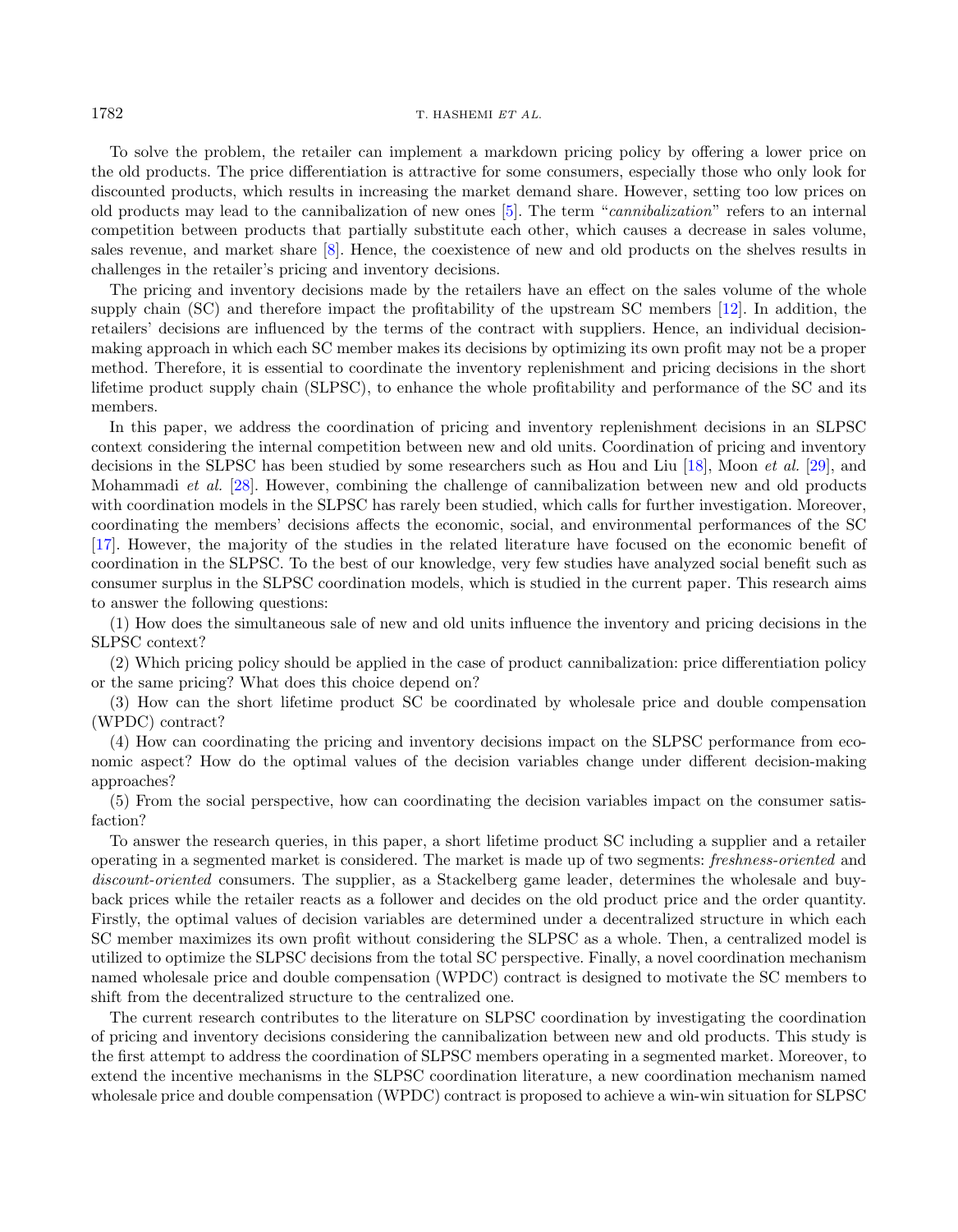To solve the problem, the retailer can implement a markdown pricing policy by offering a lower price on the old products. The price differentiation is attractive for some consumers, especially those who only look for discounted products, which results in increasing the market demand share. However, setting too low prices on old products may lead to the cannibalization of new ones [5]. The term "*cannibalization*" refers to an internal competition between products that partially substitute each other, which causes a decrease in sales volume, sales revenue, and market share [8]. Hence, the coexistence of new and old products on the shelves results in challenges in the retailer's pricing and inventory decisions.

The pricing and inventory decisions made by the retailers have an effect on the sales volume of the whole supply chain (SC) and therefore impact the profitability of the upstream SC members [12]. In addition, the retailers' decisions are influenced by the terms of the contract with suppliers. Hence, an individual decision-making approach in which each SC member makes its decisions by optimizing its own profit may not be a proper method. Therefore, it is essential to coordinate the inventory replenishment and pricing decisions in the short lifetime product supply chain (SLPSC), to enhance the whole profitability and performance of the SC and its members.

In this paper, we address the coordination of pricing and inventory replenishment decisions in an SLPSC context considering the internal competition between new and old units. Coordination of pricing and inventory decisions in the SLPSC has been studied by some researchers such as Hou and Liu [18], Moon *et al.* [29], and Mohammadi *et al.* [28]. However, combining the challenge of cannibalization between new and old products with coordination models in the SLPSC has rarely been studied, which calls for further investigation. Moreover, coordinating the members' decisions affects the economic, social, and environmental performances of the SC [17]. However, the majority of the studies in the related literature have focused on the economic benefit of coordination in the SLPSC. To the best of our knowledge, very few studies have analyzed social benefit such as consumer surplus in the SLPSC coordination models, which is studied in the current paper. This research aims to answer the following questions:

(1) How does the simultaneous sale of new and old units influence the inventory and pricing decisions in the SLPSC context?

(2) Which pricing policy should be applied in the case of product cannibalization: price differentiation policy or the same pricing? What does this choice depend on?

(3) How can the short lifetime product SC be coordinated by wholesale price and double compensation (WPDC) contract?

(4) How can coordinating the pricing and inventory decisions impact on the SLPSC performance from economic aspect? How do the optimal values of the decision variables change under different decision-making approaches?

(5) From the social perspective, how can coordinating the decision variables impact on the consumer satisfaction?

To answer the research queries, in this paper, a short lifetime product SC including a supplier and a retailer operating in a segmented market is considered. The market is made up of two segments: *freshness-oriented* and *discount-oriented* consumers. The supplier, as a Stackelberg game leader, determines the wholesale and buy-back prices while the retailer reacts as a follower and decides on the old product price and the order quantity. Firstly, the optimal values of decision variables are determined under a decentralized structure in which each SC member maximizes its own profit without considering the SLPSC as a whole. Then, a centralized model is utilized to optimize the SLPSC decisions from the total SC perspective. Finally, a novel coordination mechanism named wholesale price and double compensation (WPDC) contract is designed to motivate the SC members to shift from the decentralized structure to the centralized one.

The current research contributes to the literature on SLPSC coordination by investigating the coordination of pricing and inventory decisions considering the cannibalization between new and old products. This study is the first attempt to address the coordination of SLPSC members operating in a segmented market. Moreover, to extend the incentive mechanisms in the SLPSC coordination literature, a new coordination mechanism named wholesale price and double compensation (WPDC) contract is proposed to achieve a win-win situation for SLPSC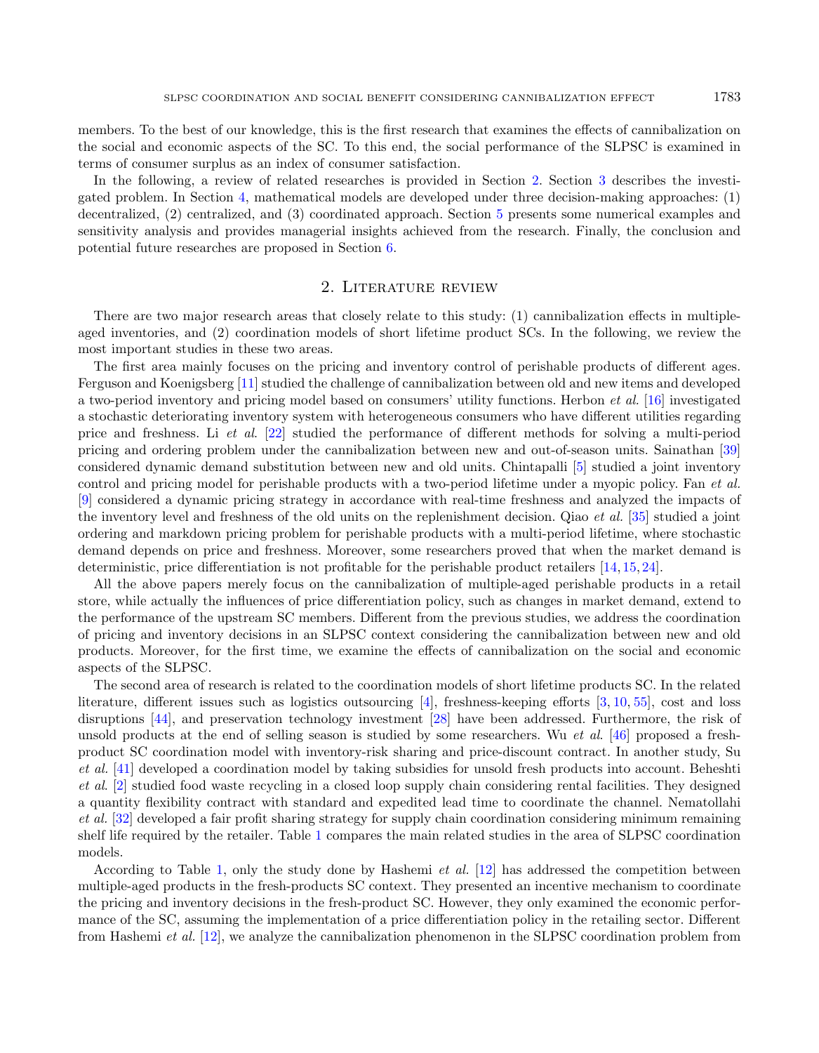members. To the best of our knowledge, this is the first research that examines the effects of cannibalization on the social and economic aspects of the SC. To this end, the social performance of the SLPSC is examined in terms of consumer surplus as an index of consumer satisfaction.

In the following, a review of related researches is provided in Section 2. Section 3 describes the investigated problem. In Section 4, mathematical models are developed under three decision-making approaches: (1) decentralized, (2) centralized, and (3) coordinated approach. Section 5 presents some numerical examples and sensitivity analysis and provides managerial insights achieved from the research. Finally, the conclusion and potential future researches are proposed in Section 6.

## 2. Literature review

There are two major research areas that closely relate to this study: (1) cannibalization effects in multiple-aged inventories, and (2) coordination models of short lifetime product SCs. In the following, we review the most important studies in these two areas.

The first area mainly focuses on the pricing and inventory control of perishable products of different ages. Ferguson and Koenigsberg [11] studied the challenge of cannibalization between old and new items and developed a two-period inventory and pricing model based on consumers' utility functions. Herbon *et al.* [16] investigated a stochastic deteriorating inventory system with heterogeneous consumers who have different utilities regarding price and freshness. Li *et al.* [22] studied the performance of different methods for solving a multi-period pricing and ordering problem under the cannibalization between new and out-of-season units. Sainathan [39] considered dynamic demand substitution between new and old units. Chintapalli [5] studied a joint inventory control and pricing model for perishable products with a two-period lifetime under a myopic policy. Fan *et al.* [9] considered a dynamic pricing strategy in accordance with real-time freshness and analyzed the impacts of the inventory level and freshness of the old units on the replenishment decision. Qiao *et al.* [35] studied a joint ordering and markdown pricing problem for perishable products with a multi-period lifetime, where stochastic demand depends on price and freshness. Moreover, some researchers proved that when the market demand is deterministic, price differentiation is not profitable for the perishable product retailers [14, 15, 24].

All the above papers merely focus on the cannibalization of multiple-aged perishable products in a retail store, while actually the influences of price differentiation policy, such as changes in market demand, extend to the performance of the upstream SC members. Different from the previous studies, we address the coordination of pricing and inventory decisions in an SLPSC context considering the cannibalization between new and old products. Moreover, for the first time, we examine the effects of cannibalization on the social and economic aspects of the SLPSC.

The second area of research is related to the coordination models of short lifetime products SC. In the related literature, different issues such as logistics outsourcing [4], freshness-keeping efforts [3, 10, 55], cost and loss disruptions [44], and preservation technology investment [28] have been addressed. Furthermore, the risk of unsold products at the end of selling season is studied by some researchers. Wu *et al.* [46] proposed a fresh-product SC coordination model with inventory-risk sharing and price-discount contract. In another study, Su *et al.* [41] developed a coordination model by taking subsidies for unsold fresh products into account. Beheshti *et al*. [2] studied food waste recycling in a closed loop supply chain considering rental facilities. They designed a quantity flexibility contract with standard and expedited lead time to coordinate the channel. Nematollahi *et al.* [32] developed a fair profit sharing strategy for supply chain coordination considering minimum remaining shelf life required by the retailer. Table 1 compares the main related studies in the area of SLPSC coordination models.

According to Table 1, only the study done by Hashemi *et al.* [12] has addressed the competition between multiple-aged products in the fresh-products SC context. They presented an incentive mechanism to coordinate the pricing and inventory decisions in the fresh-product SC. However, they only examined the economic performance of the SC, assuming the implementation of a price differentiation policy in the retailing sector. Different from Hashemi *et al.* [12], we analyze the cannibalization phenomenon in the SLPSC coordination problem from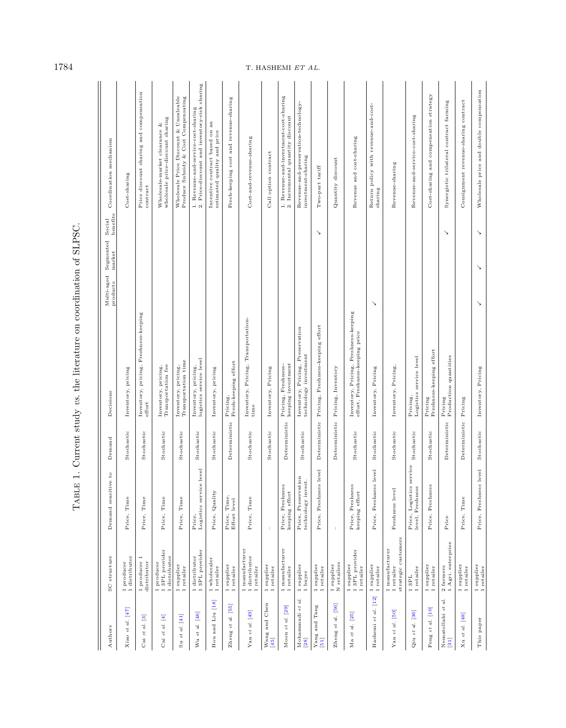TABLE 1. Current study *vs.* the literature on coordination of SLPSC.

| Authors | SC structure | Demand sensitive to | Demand | Decisions | Multi-aged products | Segmented market | Social benefits | Coordination mechanism |
|---|---|---|---|---|---|---|---|---|
| Xiao *et al.* [47] | 1 producer 1 distributor | Price, Time | Stochastic | Inventory, pricing | | | | Cost-sharing |
| Cai *et al.* [3] | 1 producer 1 distributor | Price, Time | Stochastic | Inventory, pricing, Freshness-keeping effort | | | | Price discount sharing and compensation contract |
| Cai *et al.* [4] | 1 producer 1 3PL provider 1 distributor | Price, Time | Stochastic | Inventory, pricing, Transportation fee | | | | Wholesale-market clearance & wholesale price-discount sharing |
| Su *et al.* [41] | 1 supplier 1 retailer | Price, Time | Stochastic | Inventory, pricing, Transportation time | | | | Wholesale Price Discount & Unsaleable Produce Subsidy & Cost Compensating |
| Wu *et al.* [46] | 1 distributor 1 3PL provider | Price, Logistics service level | Stochastic | Inventory, pricing, logistics service level | | | | 1. Revenue-and-service-cost-sharing 2. Price-discount and inventory-risk sharing |
| Hou and Liu [18] | 1 wholesaler 1 retailer | Price, Quality | Stochastic | Inventory, pricing | | | | Incentive contract based on an estimated quality and price |
| Zheng *et al.* [55] | 1 supplier 1 retailer | Price, Time, Effort level | Deterministic | Pricing, Fresh-keeping effort | | | | Fresh-keeping cost and revenue-sharing |
| Yan *et al.* [49] | 1 manufacturer 1 distributor 1 retailer | Price, Time | Stochastic | Inventory, Pricing, Transportation-time | | | | Cost-and-revenue-sharing |
| Wang and Chen [45] | 1 supplier 1 retailer | – | Stochastic | Inventory, Pricing | | | | Call option contract |
| Moon *et al.* [29] | 1 manufacturer 1 retailer | Price, Freshness keeping effort | Deterministic | Pricing, Freshness-keeping investment | | | | 1. Revenue-and-investment-cost-sharing 2. Incremental quantity discount |
| Mohammadi *et al.* [28] | 1 supplier 1 buyer | Price, Preservation technology invest. | Stochastic | Inventory, Pricing, Preservation technology investment | | | | Revenue-and-preservation-technology-investment-sharing |
| Yang and Tang [51] | 1 supplier 1 retailer | Price, Freshness level | Deterministic | Pricing, Freshness-keeping effort | | | ✓ | Two-part tariff |
| Zheng *et al.* [56] | 1 supplier N retailers | – | Deterministic | Pricing, Inventory | | | | Quantity discount |
| Ma *et al.* [25] | 1 supplier 1 3PL provider 1 retailer | Price, Freshness keeping effort | Stochastic | Inventory, Pricing, Freshness-keeping effort, Freshness-keeping price | | | | Revenue and cost-sharing |
| Hashemi *et al.* [12] | 1 supplier 1 retailer | Price, Freshness level | Stochastic | Inventory, Pricing | ✓ | | | Return policy with revenue-and-cost-sharing |
| Yan *et al.* [50] | 1 manufacturer 1 retailer strategic customers | Freshness level | Stochastic | Inventory, Pricing, | | | | Revenue-sharing |
| Qiu *et al.* [36] | 1 3PL 1 retailer | Price, Logistics service level, Freshness | Stochastic | Pricing, Logistics service level | | | | Revenue-and-service-cost-sharing |
| Feng *et al.* [10] | 1 supplier 1 retailer | Price, Freshness | Stochastic | Pricing Freshness-keeping effort | | | | Cost-sharing and compensation strategy |
| Nematollahi *et al.* [31] | 2 farmers 1 Agri. enterprise | Price | Deterministic | Pricing Production quantities | | | ✓ | Synergistic trilateral contract farming |
| Xu *et al.* [48] | 1 supplier 1 retailer | Price, Time | Deterministic | Pricing | | | | Consignment revenue-sharing contract |
| This paper | 1 supplier 1 retailer | Price, Freshness level | Stochastic | Inventory, Pricing | ✓ | ✓ | ✓ | Wholesale price and double compensation |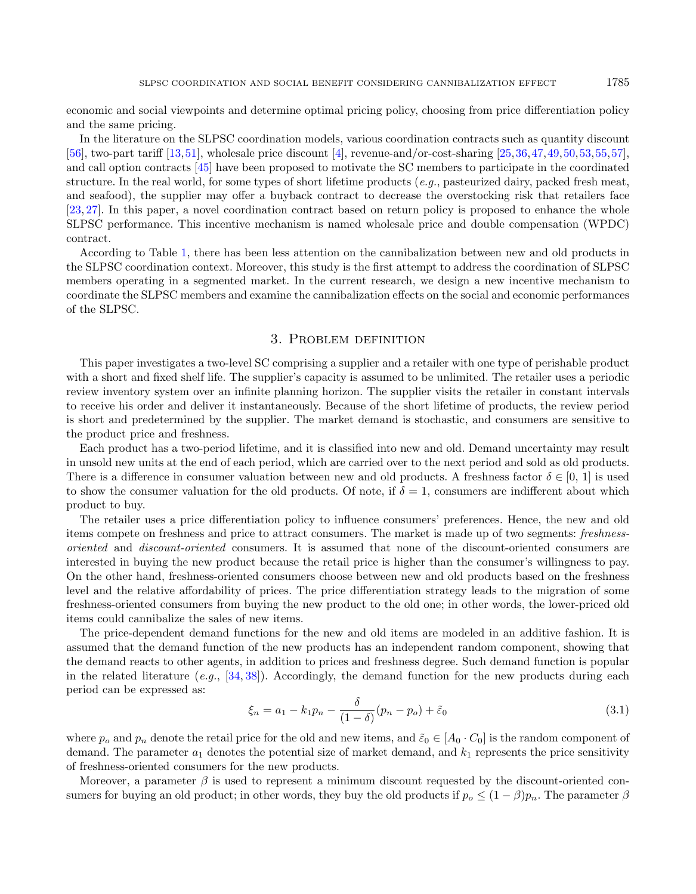economic and social viewpoints and determine optimal pricing policy, choosing from price differentiation policy and the same pricing.

In the literature on the SLPSC coordination models, various coordination contracts such as quantity discount [56], two-part tariff [13,51], wholesale price discount [4], revenue-and/or-cost-sharing [25,36,47,49,50,53,55,57], and call option contracts [45] have been proposed to motivate the SC members to participate in the coordinated structure. In the real world, for some types of short lifetime products (*e.g.*, pasteurized dairy, packed fresh meat, and seafood), the supplier may offer a buyback contract to decrease the overstocking risk that retailers face [23,27]. In this paper, a novel coordination contract based on return policy is proposed to enhance the whole SLPSC performance. This incentive mechanism is named wholesale price and double compensation (WPDC) contract.

According to Table 1, there has been less attention on the cannibalization between new and old products in the SLPSC coordination context. Moreover, this study is the first attempt to address the coordination of SLPSC members operating in a segmented market. In the current research, we design a new incentive mechanism to coordinate the SLPSC members and examine the cannibalization effects on the social and economic performances of the SLPSC.

## 3. Problem definition

This paper investigates a two-level SC comprising a supplier and a retailer with one type of perishable product with a short and fixed shelf life. The supplier's capacity is assumed to be unlimited. The retailer uses a periodic review inventory system over an infinite planning horizon. The supplier visits the retailer in constant intervals to receive his order and deliver it instantaneously. Because of the short lifetime of products, the review period is short and predetermined by the supplier. The market demand is stochastic, and consumers are sensitive to the product price and freshness.

Each product has a two-period lifetime, and it is classified into new and old. Demand uncertainty may result in unsold new units at the end of each period, which are carried over to the next period and sold as old products. There is a difference in consumer valuation between new and old products. A freshness factor $\delta \in [0, 1]$ is used to show the consumer valuation for the old products. Of note, if $\delta = 1$, consumers are indifferent about which product to buy.

The retailer uses a price differentiation policy to influence consumers' preferences. Hence, the new and old items compete on freshness and price to attract consumers. The market is made up of two segments: *freshness-oriented* and *discount-oriented* consumers. It is assumed that none of the discount-oriented consumers are interested in buying the new product because the retail price is higher than the consumer's willingness to pay. On the other hand, freshness-oriented consumers choose between new and old products based on the freshness level and the relative affordability of prices. The price differentiation strategy leads to the migration of some freshness-oriented consumers from buying the new product to the old one; in other words, the lower-priced old items could cannibalize the sales of new items.

The price-dependent demand functions for the new and old items are modeled in an additive fashion. It is assumed that the demand function of the new products has an independent random component, showing that the demand reacts to other agents, in addition to prices and freshness degree. Such demand function is popular in the related literature (*e.g.*, [34,38]). Accordingly, the demand function for the new products during each period can be expressed as:

$$\xi_n = a_1 - k_1 p_n - \frac{\delta}{(1-\delta)}(p_n - p_o) + \tilde{\varepsilon}_0 \tag{3.1}$$

where $p_o$ and $p_n$ denote the retail price for the old and new items, and $\tilde{\varepsilon}_0 \in [A_0 \cdot C_0]$ is the random component of demand. The parameter $a_1$ denotes the potential size of market demand, and $k_1$ represents the price sensitivity of freshness-oriented consumers for the new products.

Moreover, a parameter $\beta$ is used to represent a minimum discount requested by the discount-oriented consumers for buying an old product; in other words, they buy the old products if $p_o \le (1-\beta)p_n$. The parameter $\beta$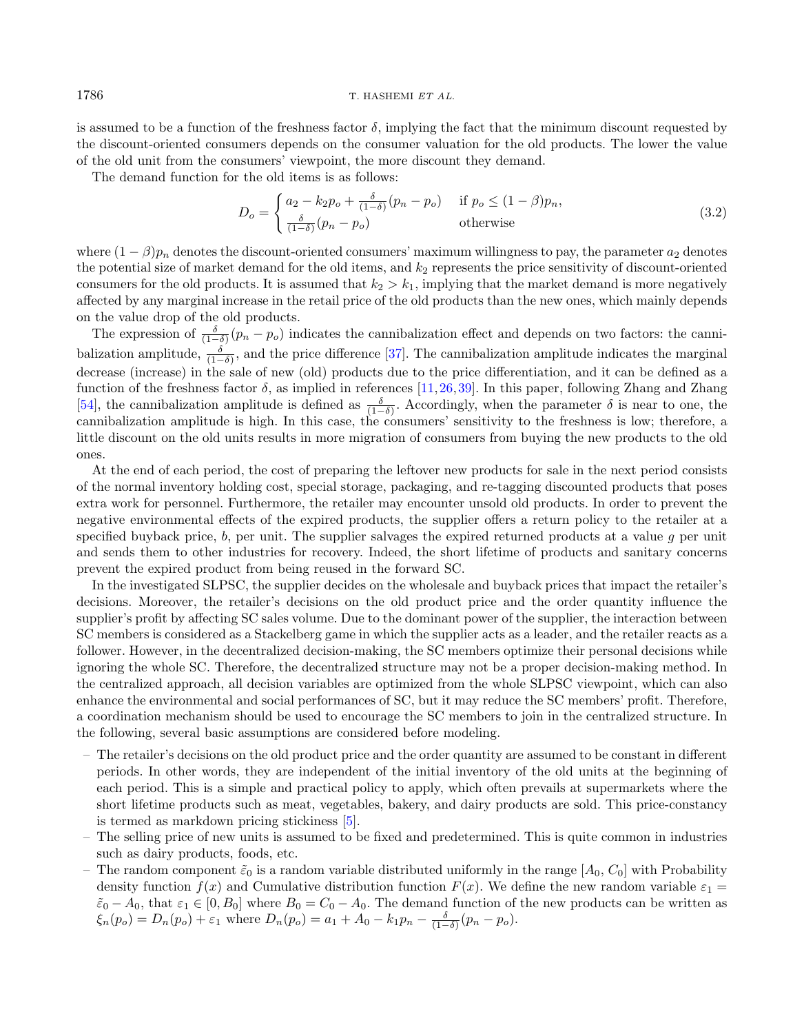is assumed to be a function of the freshness factor $\delta$, implying the fact that the minimum discount requested by the discount-oriented consumers depends on the consumer valuation for the old products. The lower the value of the old unit from the consumers' viewpoint, the more discount they demand.

The demand function for the old items is as follows:

$$D_o = \begin{cases} a_2 - k_2 p_o + \frac{\delta}{(1-\delta)}(p_n - p_o) & \text{if } p_o \leq (1-\beta)p_n, \\ \frac{\delta}{(1-\delta)}(p_n - p_o) & \text{otherwise} \end{cases} \tag{3.2}$$

where $(1-\beta)p_n$ denotes the discount-oriented consumers' maximum willingness to pay, the parameter $a_2$ denotes the potential size of market demand for the old items, and $k_2$ represents the price sensitivity of discount-oriented consumers for the old products. It is assumed that $k_2 > k_1$, implying that the market demand is more negatively affected by any marginal increase in the retail price of the old products than the new ones, which mainly depends on the value drop of the old products.

The expression of $\frac{\delta}{(1-\delta)}(p_n - p_o)$ indicates the cannibalization effect and depends on two factors: the cannibalization amplitude, $\frac{\delta}{(1-\delta)}$, and the price difference [37]. The cannibalization amplitude indicates the marginal decrease (increase) in the sale of new (old) products due to the price differentiation, and it can be defined as a function of the freshness factor $\delta$, as implied in references [11,26,39]. In this paper, following Zhang and Zhang [54], the cannibalization amplitude is defined as $\frac{\delta}{(1-\delta)}$. Accordingly, when the parameter $\delta$ is near to one, the cannibalization amplitude is high. In this case, the consumers' sensitivity to the freshness is low; therefore, a little discount on the old units results in more migration of consumers from buying the new products to the old ones.

At the end of each period, the cost of preparing the leftover new products for sale in the next period consists of the normal inventory holding cost, special storage, packaging, and re-tagging discounted products that poses extra work for personnel. Furthermore, the retailer may encounter unsold old products. In order to prevent the negative environmental effects of the expired products, the supplier offers a return policy to the retailer at a specified buyback price, $b$, per unit. The supplier salvages the expired returned products at a value $g$ per unit and sends them to other industries for recovery. Indeed, the short lifetime of products and sanitary concerns prevent the expired product from being reused in the forward SC.

In the investigated SLPSC, the supplier decides on the wholesale and buyback prices that impact the retailer's decisions. Moreover, the retailer's decisions on the old product price and the order quantity influence the supplier's profit by affecting SC sales volume. Due to the dominant power of the supplier, the interaction between SC members is considered as a Stackelberg game in which the supplier acts as a leader, and the retailer reacts as a follower. However, in the decentralized decision-making, the SC members optimize their personal decisions while ignoring the whole SC. Therefore, the decentralized structure may not be a proper decision-making method. In the centralized approach, all decision variables are optimized from the whole SLPSC viewpoint, which can also enhance the environmental and social performances of SC, but it may reduce the SC members' profit. Therefore, a coordination mechanism should be used to encourage the SC members to join in the centralized structure. In the following, several basic assumptions are considered before modeling.

- The retailer's decisions on the old product price and the order quantity are assumed to be constant in different periods. In other words, they are independent of the initial inventory of the old units at the beginning of each period. This is a simple and practical policy to apply, which often prevails at supermarkets where the short lifetime products such as meat, vegetables, bakery, and dairy products are sold. This price-constancy is termed as markdown pricing stickiness [5].
- The selling price of new units is assumed to be fixed and predetermined. This is quite common in industries such as dairy products, foods, etc.
- The random component $\tilde{\varepsilon}_0$ is a random variable distributed uniformly in the range $[A_0, C_0]$ with Probability density function $f(x)$ and Cumulative distribution function $F(x)$. We define the new random variable $\varepsilon_1 = \tilde{\varepsilon}_0 - A_0$, that $\varepsilon_1 \in [0, B_0]$ where $B_0 = C_0 - A_0$. The demand function of the new products can be written as $\xi_n(p_o) = D_n(p_o) + \varepsilon_1$ where $D_n(p_o) = a_1 + A_0 - k_1 p_n - \frac{\delta}{(1-\delta)}(p_n - p_o)$.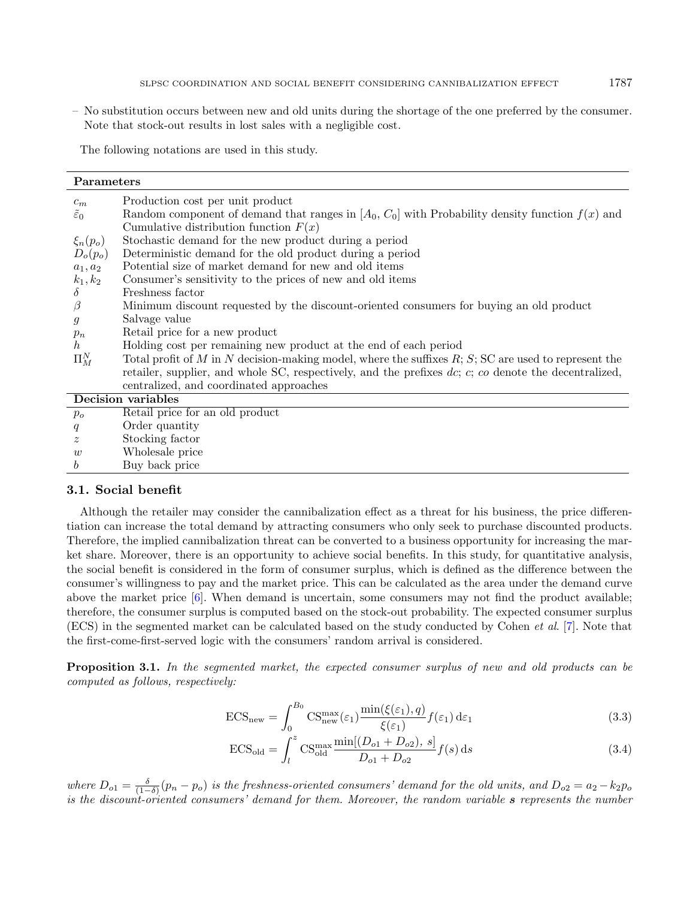– No substitution occurs between new and old units during the shortage of the one preferred by the consumer. Note that stock-out results in lost sales with a negligible cost.

The following notations used in this study.

| **Parameters** | |
|---|---|
| $c_m$ | Production cost per unit product |
| $\tilde{\varepsilon}_0$ | Random component of demand that ranges in $[A_0, C_0]$ with Probability density function $f(x)$ and Cumulative distribution function $F(x)$ |
| $\xi_n(p_o)$ | Stochastic demand for the new product during a period |
| $D_o(p_o)$ | Deterministic demand for the old product during a period |
| $a_1, a_2$ | Potential size of market demand for new and old items |
| $k_1, k_2$ | Consumer's sensitivity to the prices of new and old items |
| $\delta$ | Freshness factor |
| $\beta$ | Minimum discount requested by the discount-oriented consumers for buying an old product |
| $g$ | Salvage value |
| $p_n$ | Retail price for a new product |
| $h$ | Holding cost per remaining new product at the end of each period |
| $\Pi_M^N$ | Total profit of $M$ in $N$ decision-making model, where the suffixes $R$; $S$; SC are used to represent the retailer, supplier, and whole SC, respectively, and the prefixes $dc$; $c$; $co$ denote the decentralized, centralized, and coordinated approaches |
| **Decision variables** | |
| $p_o$ | Retail price for an old product |
| $q$ | Order quantity |
| $z$ | Stocking factor |
| $w$ | Wholesale price |
| $b$ | Buy back price |

### 3.1. Social benefit

Although the retailer may consider the cannibalization effect as a threat for his business, the price differentiation can increase the total demand by attracting consumers who only seek to purchase discounted products. Therefore, the implied cannibalization threat can be converted to a business opportunity for increasing the market share. Moreover, there is an opportunity to achieve social benefits. In this study, for quantitative analysis, the social benefit is considered in the form of consumer surplus, which is defined as the difference between the consumer's willingness to pay and the market price. This can be calculated as the area under the demand curve above the market price [6]. When demand is uncertain, some consumers may not find the product available; therefore, the consumer surplus is computed based on the stock-out probability. The expected consumer surplus (ECS) in the segmented market can be calculated based on the study conducted by Cohen *et al.* [7]. Note that the first-come-first-served logic with the consumers' random arrival is considered.

**Proposition 3.1.** *In the segmented market, the expected consumer surplus of new and old products can be computed as follows, respectively:*

$$\mathrm{ECS}_{\mathrm{new}} = \int_0^{B_0} \mathrm{CS}_{\mathrm{new}}^{\max}(\varepsilon_1) \frac{\min(\xi(\varepsilon_1), q)}{\xi(\varepsilon_1)} f(\varepsilon_1)\, \mathrm{d}\varepsilon_1 \tag{3.3}$$

$$\mathrm{ECS}_{\mathrm{old}} = \int_l^{z} \mathrm{CS}_{\mathrm{old}}^{\max} \frac{\min[(D_{o1} + D_{o2}),\ s]}{D_{o1} + D_{o2}} f(s)\, \mathrm{d}s \tag{3.4}$$

*where $D_{o1} = \frac{\delta}{(1-\delta)}(p_n - p_o)$ is the freshness-oriented consumers' demand for the old units, and $D_{o2} = a_2 - k_2 p_o$ is the discount-oriented consumers' demand for them. Moreover, the random variable* ***s*** *represents the number*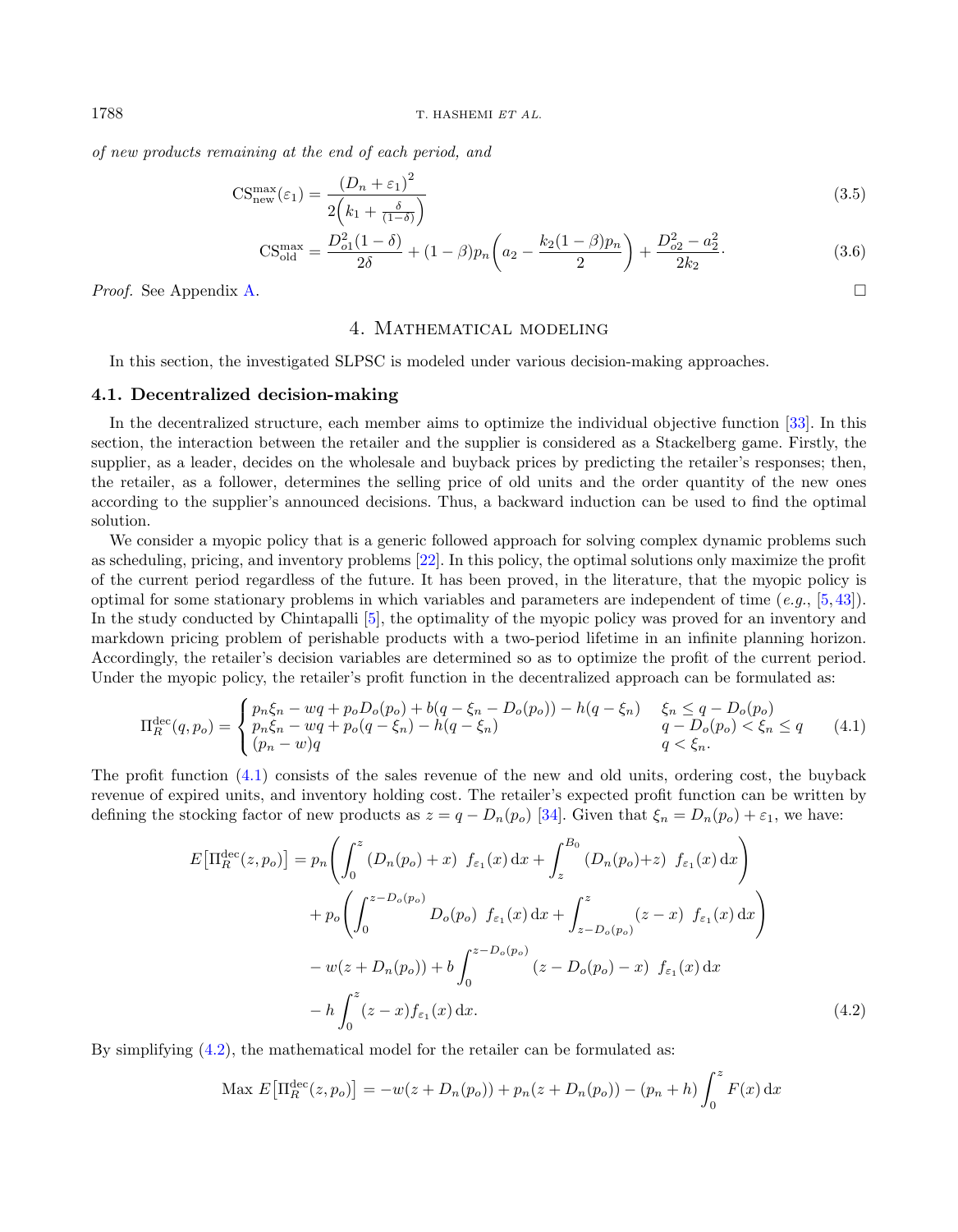*of new products remaining at the end of each period, and*

$$\mathrm{CS}_{\text{new}}^{\max}(\varepsilon_1) = \frac{(D_n + \varepsilon_1)^2}{2\Big(k_1 + \frac{\delta}{(1-\delta)}\Big)} \tag{3.5}$$

$$\mathrm{CS}_{\text{old}}^{\max} = \frac{D_{o1}^2(1-\delta)}{2\delta} + (1-\beta)p_n\bigg(a_2 - \frac{k_2(1-\beta)p_n}{2}\bigg) + \frac{D_{o2}^2 - a_2^2}{2k_2}. \tag{3.6}$$

*Proof.* See Appendix A. □

## 4. Mathematical modeling

In this section, the investigated SLPSC is modeled under various decision-making approaches.

### 4.1. Decentralized decision-making

In the decentralized structure, each member aims to optimize the individual objective function [33]. In this section, the interaction between the retailer and the supplier is considered as a Stackelberg game. Firstly, the supplier, as a leader, decides on the wholesale and buyback prices by predicting the retailer's responses; then, the retailer, as a follower, determines the selling price of old units and the order quantity of the new ones according to the supplier's announced decisions. Thus, a backward induction can be used to find the optimal solution.

We consider a myopic policy that is a generic followed approach for solving complex dynamic problems such as scheduling, pricing, and inventory problems [22]. In this policy, the optimal solutions only maximize the profit of the current period regardless of the future. It has been proved, in the literature, that the myopic policy is optimal for some stationary problems in which variables and parameters are independent of time (*e.g.*, [5, 43]). In the study conducted by Chintapalli [5], the optimality of the myopic policy was proved for an inventory and markdown pricing problem of perishable products with a two-period lifetime in an infinite planning horizon. Accordingly, the retailer's decision variables are determined so as to optimize the profit of the current period. Under the myopic policy, the retailer's profit function in the decentralized approach can be formulated as:

$$\Pi_R^{\text{dec}}(q, p_o) = \begin{cases} p_n\xi_n - wq + p_oD_o(p_o) + b(q - \xi_n - D_o(p_o)) - h(q - \xi_n) & \xi_n \le q - D_o(p_o) \\ p_n\xi_n - wq + p_o(q - \xi_n) - h(q - \xi_n) & q - D_o(p_o) < \xi_n \le q \\ (p_n - w)q & q < \xi_n. \end{cases} \tag{4.1}$$

The profit function (4.1) consists of the sales revenue of the new and old units, ordering cost, the buyback revenue of expired units, and inventory holding cost. The retailer's expected profit function can be written by defining the stocking factor of new products as $z = q - D_n(p_o)$ [34]. Given that $\xi_n = D_n(p_o) + \varepsilon_1$, we have:

$$\begin{aligned} E\big[\Pi_R^{\text{dec}}(z, p_o)\big] = {} & p_n\bigg(\int_0^z (D_n(p_o) + x)\ f_{\varepsilon_1}(x)\,\mathrm{d}x + \int_z^{B_0} (D_n(p_o) + z)\ f_{\varepsilon_1}(x)\,\mathrm{d}x\bigg) \\ & + p_o\bigg(\int_0^{z - D_o(p_o)} D_o(p_o)\ f_{\varepsilon_1}(x)\,\mathrm{d}x + \int_{z - D_o(p_o)}^{z} (z - x)\ f_{\varepsilon_1}(x)\,\mathrm{d}x\bigg) \\ & - w(z + D_n(p_o)) + b\int_0^{z - D_o(p_o)} (z - D_o(p_o) - x)\ f_{\varepsilon_1}(x)\,\mathrm{d}x \\ & - h\int_0^z (z - x) f_{\varepsilon_1}(x)\,\mathrm{d}x. \end{aligned} \tag{4.2}$$

By simplifying (4.2), the mathematical model for the retailer can be formulated as:

$$\text{Max } E\big[\Pi_R^{\text{dec}}(z, p_o)\big] = -w(z + D_n(p_o)) + p_n(z + D_n(p_o)) - (p_n + h)\int_0^z F(x)\,\mathrm{d}x$$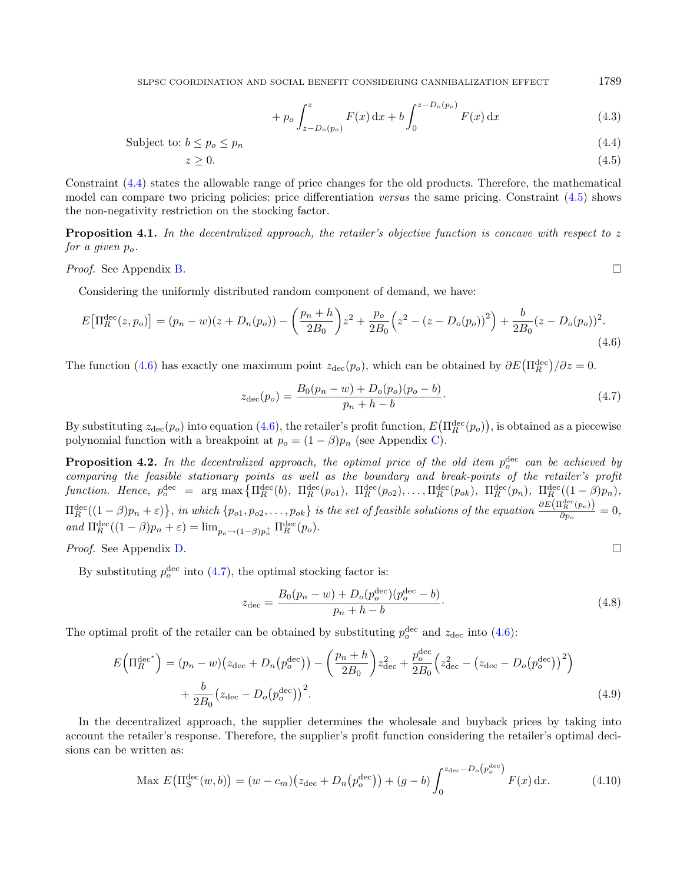$$+ p_o \int_{z-D_o(p_o)}^{z} F(x)\,\mathrm{d}x + b \int_{0}^{z-D_o(p_o)} F(x)\,\mathrm{d}x \tag{4.3}$$

$$\text{Subject to: } b \le p_o \le p_n \tag{4.4}$$

$$z \ge 0. \tag{4.5}$$

Constraint (4.4) states the allowable range of price changes for the old products. Therefore, the mathematical model can compare two pricing policies: price differentiation *versus* the same pricing. Constraint (4.5) shows the non-negativity restriction on the stocking factor.

**Proposition 4.1.** *In the decentralized approach, the retailer's objective function is concave with respect to $z$ for a given $p_o$.*

*Proof.* See Appendix B. □

Considering the uniformly distributed random component of demand, we have:

$$E\left[\Pi_R^{\text{dec}}(z,p_o)\right] = (p_n - w)(z + D_n(p_o)) - \left(\frac{p_n + h}{2B_0}\right)z^2 + \frac{p_o}{2B_0}\left(z^2 - (z - D_o(p_o))^2\right) + \frac{b}{2B_0}(z - D_o(p_o))^2. \tag{4.6}$$

The function (4.6) has exactly one maximum point $z_{\text{dec}}(p_o)$, which can be obtained by $\partial E\left(\Pi_R^{\text{dec}}\right)/\partial z = 0$.

$$z_{\text{dec}}(p_o) = \frac{B_0(p_n - w) + D_o(p_o)(p_o - b)}{p_n + h - b}. \tag{4.7}$$

By substituting $z_{\text{dec}}(p_o)$ into equation (4.6), the retailer's profit function, $E\left(\Pi_R^{\text{dec}}(p_o)\right)$, is obtained as a piecewise polynomial function with a breakpoint at $p_o = (1-\beta)p_n$ (see Appendix C).

**Proposition 4.2.** *In the decentralized approach, the optimal price of the old item $p_o^{\text{dec}}$ can be achieved by comparing the feasible stationary points as well as the boundary and break-points of the retailer's profit function. Hence, $p_o^{\text{dec}} = \arg\max\left\{\Pi_R^{\text{dec}}(b),\ \Pi_R^{\text{dec}}(p_{o1}),\ \Pi_R^{\text{dec}}(p_{o2}), \ldots, \Pi_R^{\text{dec}}(p_{ok}),\ \Pi_R^{\text{dec}}(p_n),\ \Pi_R^{\text{dec}}((1-\beta)p_n),\ \Pi_R^{\text{dec}}((1-\beta)p_n + \varepsilon)\right\}$, in which $\{p_{o1}, p_{o2}, \ldots, p_{ok}\}$ is the set of feasible solutions of the equation $\frac{\partial E\left(\Pi_R^{\text{dec}}(p_o)\right)}{\partial p_o} = 0$, and $\Pi_R^{\text{dec}}((1-\beta)p_n + \varepsilon) = \lim_{p_o \to (1-\beta)p_n^+} \Pi_R^{\text{dec}}(p_o)$.*

*Proof.* See Appendix D. □

By substituting $p_o^{\text{dec}}$ into (4.7), the optimal stocking factor is:

$$z_{\text{dec}} = \frac{B_0(p_n - w) + D_o(p_o^{\text{dec}})(p_o^{\text{dec}} - b)}{p_n + h - b}. \tag{4.8}$$

The optimal profit of the retailer can be obtained by substituting $p_o^{\text{dec}}$ and $z_{\text{dec}}$ into (4.6):

$$E\left(\Pi_R^{\text{dec}^*}\right) = (p_n - w)\left(z_{\text{dec}} + D_n\left(p_o^{\text{dec}}\right)\right) - \left(\frac{p_n + h}{2B_0}\right)z_{\text{dec}}^2 + \frac{p_o^{\text{dec}}}{2B_0}\left(z_{\text{dec}}^2 - \left(z_{\text{dec}} - D_o\left(p_o^{\text{dec}}\right)\right)^2\right)$$
$$+ \frac{b}{2B_0}\left(z_{\text{dec}} - D_o\left(p_o^{\text{dec}}\right)\right)^2. \tag{4.9}$$

In the decentralized approach, the supplier determines the wholesale and buyback prices by taking into account the retailer's response. Therefore, the supplier's profit function considering the retailer's optimal decisions can be written as:

$$\text{Max } E\left(\Pi_S^{\text{dec}}(w,b)\right) = (w - c_m)\left(z_{\text{dec}} + D_n\left(p_o^{\text{dec}}\right)\right) + (g - b)\int_0^{z_{\text{dec}} - D_o\left(p_o^{\text{dec}}\right)} F(x)\,\mathrm{d}x. \tag{4.10}$$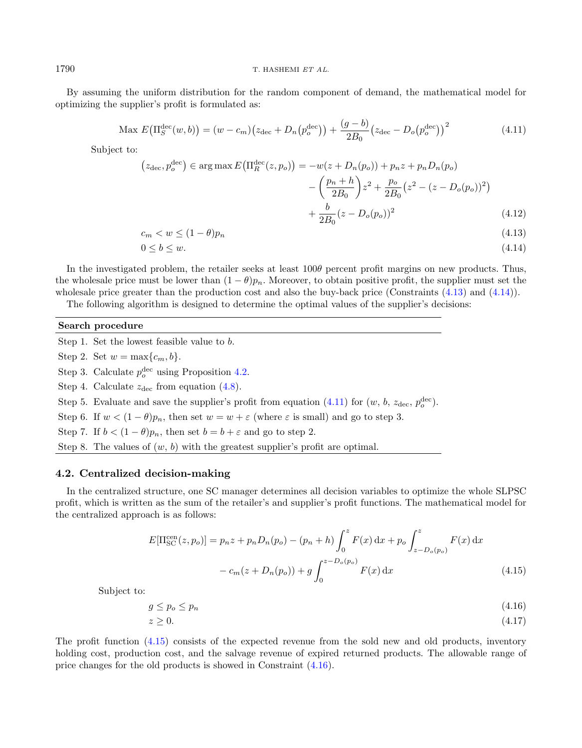By assuming the uniform distribution for the random component of demand, the mathematical model for optimizing the supplier's profit is formulated as:

$$\text{Max } E\big(\Pi_S^{\text{dec}}(w,b)\big) = (w - c_m)\big(z_{\text{dec}} + D_n\big(p_o^{\text{dec}}\big)\big) + \frac{(g-b)}{2B_0}\big(z_{\text{dec}} - D_o\big(p_o^{\text{dec}}\big)\big)^2 \tag{4.11}$$

Subject to:

$$\begin{aligned}\big(z_{\text{dec}}, p_o^{\text{dec}}\big) \in \arg\max E\big(\Pi_R^{\text{dec}}(z,p_o)\big) = & -w(z + D_n(p_o)) + p_n z + p_n D_n(p_o) \\ & - \left(\frac{p_n + h}{2B_0}\right) z^2 + \frac{p_o}{2B_0}\big(z^2 - (z - D_o(p_o))^2\big) \\ & + \frac{b}{2B_0}(z - D_o(p_o))^2 \end{aligned} \tag{4.12}$$

$$c_m < w \leq (1-\theta)p_n \tag{4.13}$$

$$0 \leq b \leq w. \tag{4.14}$$

In the investigated problem, the retailer seeks at least $100\theta$ percent profit margins on new products. Thus, the wholesale price must be lower than $(1-\theta)p_n$. Moreover, to obtain positive profit, the supplier must set the wholesale price greater than the production cost and also the buy-back price (Constraints (4.13) and (4.14)).

The following algorithm is designed to determine the optimal values of the supplier's decisions:

| **Search procedure** |
|---|
| Step 1. Set the lowest feasible value to $b$. |
| Step 2. Set $w = \max\{c_m, b\}$. |
| Step 3. Calculate $p_o^{\text{dec}}$ using Proposition 4.2. |
| Step 4. Calculate $z_{\text{dec}}$ from equation (4.8). |
| Step 5. Evaluate and save the supplier's profit from equation (4.11) for $(w,\, b,\, z_{\text{dec}},\, p_o^{\text{dec}})$. |
| Step 6. If $w < (1-\theta)p_n$, then set $w = w + \varepsilon$ (where $\varepsilon$ is small) and go to step 3. |
| Step 7. If $b < (1-\theta)p_n$, then set $b = b + \varepsilon$ and go to step 2. |
| Step 8. The values of $(w,\, b)$ with the greatest supplier's profit are optimal. |

## 4.2. Centralized decision-making

In the centralized structure, one SC manager determines all decision variables to optimize the whole SLPSC profit, which is written as the sum of the retailer's and supplier's profit functions. The mathematical model for the centralized approach is as follows:

$$\begin{aligned} E[\Pi_{\text{SC}}^{\text{cen}}(z,p_o)] = & \; p_n z + p_n D_n(p_o) - (p_n + h)\int_0^z F(x)\,\mathrm{d}x + p_o \int_{z - D_o(p_o)}^{z} F(x)\,\mathrm{d}x \\ & - c_m(z + D_n(p_o)) + g\int_0^{z - D_o(p_o)} F(x)\,\mathrm{d}x \end{aligned} \tag{4.15}$$

Subject to:

$$g \leq p_o \leq p_n \tag{4.16}$$

$$z \geq 0. \tag{4.17}$$

The profit function (4.15) consists of the expected revenue from the sold new and old products, inventory holding cost, production cost, and the salvage revenue of expired returned products. The allowable range of price changes for the old products is showed in Constraint (4.16).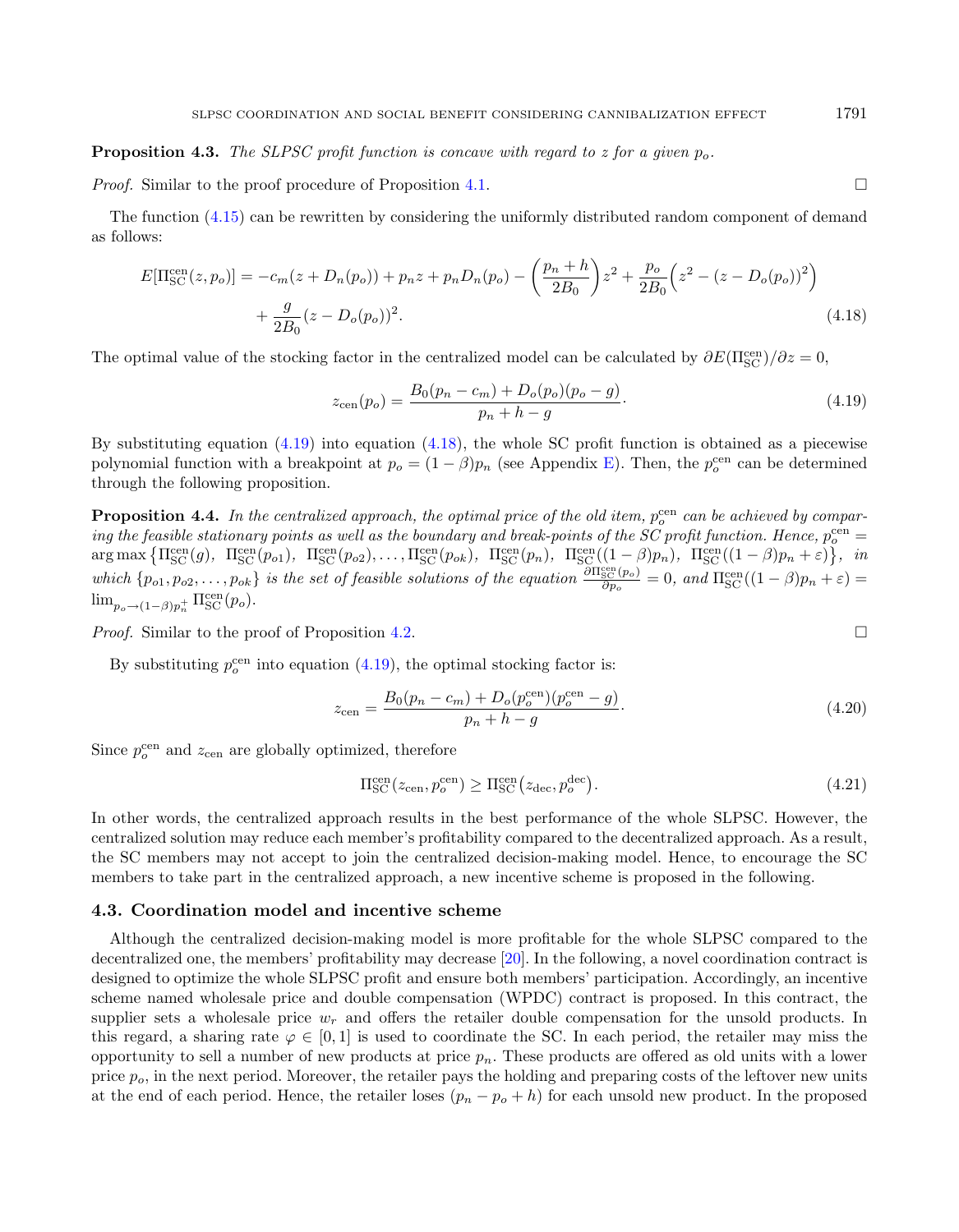**Proposition 4.3.** *The SLPSC profit function is concave with regard to $z$ for a given $p_o$.*

*Proof.* Similar to the proof procedure of Proposition 4.1. □

The function (4.15) can be rewritten by considering the uniformly distributed random component of demand as follows:

$$E[\Pi_{\mathrm{SC}}^{\mathrm{cen}}(z,p_o)] = -c_m(z + D_n(p_o)) + p_n z + p_n D_n(p_o) - \left(\frac{p_n + h}{2B_0}\right)z^2 + \frac{p_o}{2B_0}\Big(z^2 - (z - D_o(p_o))^2\Big) + \frac{g}{2B_0}(z - D_o(p_o))^2. \tag{4.18}$$

The optimal value of the stocking factor in the centralized model can be calculated by $\partial E(\Pi_{\mathrm{SC}}^{\mathrm{cen}})/\partial z = 0$,

$$z_{\mathrm{cen}}(p_o) = \frac{B_0(p_n - c_m) + D_o(p_o)(p_o - g)}{p_n + h - g}. \tag{4.19}$$

By substituting equation (4.19) into equation (4.18), the whole SC profit function is obtained as a piecewise polynomial function with a breakpoint at $p_o = (1-\beta)p_n$ (see Appendix E). Then, the $p_o^{\mathrm{cen}}$ can be determined through the following proposition.

**Proposition 4.4.** *In the centralized approach, the optimal price of the old item, $p_o^{\mathrm{cen}}$ can be achieved by comparing the feasible stationary points as well as the boundary and break-points of the SC profit function. Hence, $p_o^{\mathrm{cen}} = \arg\max\big\{\Pi_{\mathrm{SC}}^{\mathrm{cen}}(g),\ \Pi_{\mathrm{SC}}^{\mathrm{cen}}(p_{o1}),\ \Pi_{\mathrm{SC}}^{\mathrm{cen}}(p_{o2}),\ldots,\Pi_{\mathrm{SC}}^{\mathrm{cen}}(p_{ok}),\ \Pi_{\mathrm{SC}}^{\mathrm{cen}}(p_n),\ \Pi_{\mathrm{SC}}^{\mathrm{cen}}((1-\beta)p_n),\ \Pi_{\mathrm{SC}}^{\mathrm{cen}}((1-\beta)p_n+\varepsilon)\big\}$, in which $\{p_{o1},p_{o2},\ldots,p_{ok}\}$ is the set of feasible solutions of the equation $\frac{\partial \Pi_{\mathrm{SC}}^{\mathrm{cen}}(p_o)}{\partial p_o} = 0$, and $\Pi_{\mathrm{SC}}^{\mathrm{cen}}((1-\beta)p_n+\varepsilon) = \lim_{p_o\to(1-\beta)p_n^+}\Pi_{\mathrm{SC}}^{\mathrm{cen}}(p_o)$.*

*Proof.* Similar to the proof of Proposition 4.2. □

By substituting $p_o^{\mathrm{cen}}$ into equation (4.19), the optimal stocking factor is:

$$z_{\mathrm{cen}} = \frac{B_0(p_n - c_m) + D_o(p_o^{\mathrm{cen}})(p_o^{\mathrm{cen}} - g)}{p_n + h - g}. \tag{4.20}$$

Since $p_o^{\mathrm{cen}}$ and $z_{\mathrm{cen}}$ are globally optimized, therefore

$$\Pi_{\mathrm{SC}}^{\mathrm{cen}}(z_{\mathrm{cen}}, p_o^{\mathrm{cen}}) \geq \Pi_{\mathrm{SC}}^{\mathrm{cen}}(z_{\mathrm{dec}}, p_o^{\mathrm{dec}}). \tag{4.21}$$

In other words, the centralized approach results in the best performance of the whole SLPSC. However, the centralized solution may reduce each member's profitability compared to the decentralized approach. As a result, the SC members may not accept to join the centralized decision-making model. Hence, to encourage the SC members to take part in the centralized approach, a new incentive scheme is proposed in the following.

### 4.3. Coordination model and incentive scheme

Although the centralized decision-making model is more profitable for the whole SLPSC compared to the decentralized one, the members' profitability may decrease [20]. In the following, a novel coordination contract is designed to optimize the whole SLPSC profit and ensure both members' participation. Accordingly, an incentive scheme named wholesale price and double compensation (WPDC) contract is proposed. In this contract, the supplier sets a wholesale price $w_r$ and offers the retailer double compensation for the unsold products. In this regard, a sharing rate $\varphi \in [0,1]$ is used to coordinate the SC. In each period, the retailer may miss the opportunity to sell a number of new products at price $p_n$. These products are offered as old units with a lower price $p_o$, in the next period. Moreover, the retailer pays the holding and preparing costs of the leftover new units at the end of each period. Hence, the retailer loses $(p_n - p_o + h)$ for each unsold new product. In the proposed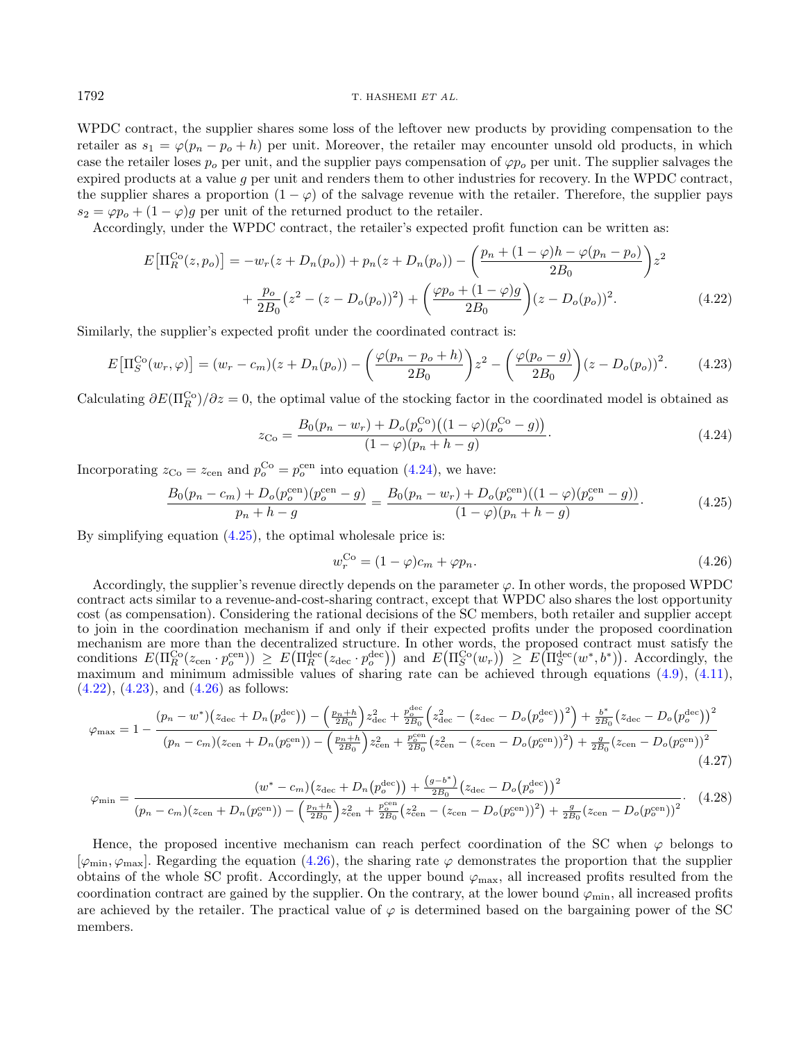WPDC contract, the supplier shares some loss of the leftover new products by providing compensation to the retailer as $s_1 = \varphi(p_n - p_o + h)$ per unit. Moreover, the retailer may encounter unsold old products, in which case the retailer loses $p_o$ per unit, and the supplier pays compensation of $\varphi p_o$ per unit. The supplier salvages the expired products at a value $g$ per unit and renders them to other industries for recovery. In the WPDC contract, the supplier shares a proportion $(1 - \varphi)$ of the salvage revenue with the retailer. Therefore, the supplier pays $s_2 = \varphi p_o + (1 - \varphi)g$ per unit of the returned product to the retailer.

Accordingly, under the WPDC contract, the retailer's expected profit function can be written as:

$$
\begin{aligned}
E\big[\Pi_R^{\mathrm{Co}}(z, p_o)\big] = &-w_r(z + D_n(p_o)) + p_n(z + D_n(p_o)) - \left(\frac{p_n + (1-\varphi)h - \varphi(p_n - p_o)}{2B_0}\right)z^2 \\
&+ \frac{p_o}{2B_0}\big(z^2 - (z - D_o(p_o))^2\big) + \left(\frac{\varphi p_o + (1-\varphi)g}{2B_0}\right)(z - D_o(p_o))^2. \qquad (4.22)
\end{aligned}
$$

Similarly, the supplier's expected profit under the coordinated contract is:

$$
E\big[\Pi_S^{\mathrm{Co}}(w_r, \varphi)\big] = (w_r - c_m)(z + D_n(p_o)) - \left(\frac{\varphi(p_n - p_o + h)}{2B_0}\right)z^2 - \left(\frac{\varphi(p_o - g)}{2B_0}\right)(z - D_o(p_o))^2. \qquad (4.23)
$$

Calculating $\partial E(\Pi_R^{\mathrm{Co}})/\partial z = 0$, the optimal value of the stocking factor in the coordinated model is obtained as

$$
z_{\mathrm{Co}} = \frac{B_0(p_n - w_r) + D_o(p_o^{\mathrm{Co}})\big((1-\varphi)(p_o^{\mathrm{Co}} - g)\big)}{(1-\varphi)(p_n + h - g)}. \qquad (4.24)
$$

Incorporating $z_{\mathrm{Co}} = z_{\mathrm{cen}}$ and $p_o^{\mathrm{Co}} = p_o^{\mathrm{cen}}$ into equation (4.24), we have:

$$
\frac{B_0(p_n - c_m) + D_o(p_o^{\mathrm{cen}})(p_o^{\mathrm{cen}} - g)}{p_n + h - g} = \frac{B_0(p_n - w_r) + D_o(p_o^{\mathrm{cen}})((1-\varphi)(p_o^{\mathrm{cen}} - g))}{(1-\varphi)(p_n + h - g)}. \qquad (4.25)
$$

By simplifying equation (4.25), the optimal wholesale price is:

$$
w_r^{\mathrm{Co}} = (1-\varphi)c_m + \varphi p_n. \qquad (4.26)
$$

Accordingly, the supplier's revenue directly depends on the parameter $\varphi$. In other words, the proposed WPDC contract acts similar to a revenue-and-cost-sharing contract, except that WPDC also shares the lost opportunity cost (as compensation). Considering the rational decisions of the SC members, both retailer and supplier accept to join in the coordination mechanism if and only if their expected profits under the proposed coordination mechanism are more than the decentralized structure. In other words, the proposed contract must satisfy the conditions $E(\Pi_R^{\mathrm{Co}}(z_{\mathrm{cen}} \cdot p_o^{\mathrm{cen}})) \geq E\big(\Pi_R^{\mathrm{dec}}\big(z_{\mathrm{dec}} \cdot p_o^{\mathrm{dec}}\big)\big)$ and $E\big(\Pi_S^{\mathrm{Co}}(w_r)\big) \geq E\big(\Pi_S^{\mathrm{dec}}(w^*, b^*)\big)$. Accordingly, the maximum and minimum admissible values of sharing rate can be achieved through equations (4.9), (4.11), (4.22), (4.23), and (4.26) as follows:

$$
\varphi_{\max} = 1 - \frac{(p_n - w^*)\big(z_{\mathrm{dec}} + D_n\big(p_o^{\mathrm{dec}}\big)\big) - \left(\frac{p_n + h}{2B_0}\right)z_{\mathrm{dec}}^2 + \frac{p_o^{\mathrm{dec}}}{2B_0}\left(z_{\mathrm{dec}}^2 - \big(z_{\mathrm{dec}} - D_o\big(p_o^{\mathrm{dec}}\big)\big)^2\right) + \frac{b^*}{2B_0}\big(z_{\mathrm{dec}} - D_o\big(p_o^{\mathrm{dec}}\big)\big)^2}{(p_n - c_m)(z_{\mathrm{cen}} + D_n(p_o^{\mathrm{cen}})) - \left(\frac{p_n + h}{2B_0}\right)z_{\mathrm{cen}}^2 + \frac{p_o^{\mathrm{cen}}}{2B_0}\big(z_{\mathrm{cen}}^2 - (z_{\mathrm{cen}} - D_o(p_o^{\mathrm{cen}}))^2\big) + \frac{g}{2B_0}(z_{\mathrm{cen}} - D_o(p_o^{\mathrm{cen}}))^2} \qquad (4.27)
$$

$$
\varphi_{\min} = \frac{(w^* - c_m)\big(z_{\mathrm{dec}} + D_n\big(p_o^{\mathrm{dec}}\big)\big) + \frac{(g - b^*)}{2B_0}\big(z_{\mathrm{dec}} - D_o\big(p_o^{\mathrm{dec}}\big)\big)^2}{(p_n - c_m)(z_{\mathrm{cen}} + D_n(p_o^{\mathrm{cen}})) - \left(\frac{p_n + h}{2B_0}\right)z_{\mathrm{cen}}^2 + \frac{p_o^{\mathrm{cen}}}{2B_0}\big(z_{\mathrm{cen}}^2 - (z_{\mathrm{cen}} - D_o(p_o^{\mathrm{cen}}))^2\big) + \frac{g}{2B_0}(z_{\mathrm{cen}} - D_o(p_o^{\mathrm{cen}}))^2}. \qquad (4.28)
$$

Hence, the proposed incentive mechanism can reach perfect coordination of the SC when $\varphi$ belongs to $[\varphi_{\min}, \varphi_{\max}]$. Regarding the equation (4.26), the sharing rate $\varphi$ demonstrates the proportion that the supplier obtains of the whole SC profit. Accordingly, at the upper bound $\varphi_{\max}$, all increased profits resulted from the coordination contract are gained by the supplier. On the contrary, at the lower bound $\varphi_{\min}$, all increased profits are achieved by the retailer. The practical value of $\varphi$ is determined based on the bargaining power of the SC members.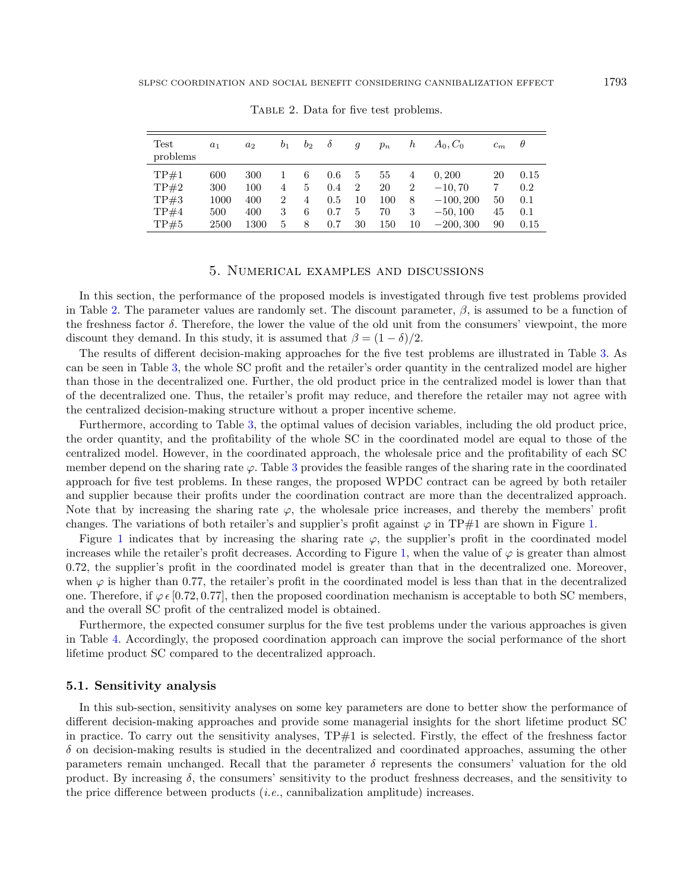Table 2. Data for five test problems.

| Test problems | $a_1$ | $a_2$ | $b_1$ | $b_2$ | $\delta$ | $g$ | $p_n$ | $h$ | $A_0, C_0$ | $c_m$ | $\theta$ |
|---|---|---|---|---|---|---|---|---|---|---|---|
| TP#1 | 600 | 300 | 1 | 6 | 0.6 | 5 | 55 | 4 | 0, 200 | 20 | 0.15 |
| TP#2 | 300 | 100 | 4 | 5 | 0.4 | 2 | 20 | 2 | −10, 70 | 7 | 0.2 |
| TP#3 | 1000 | 400 | 2 | 4 | 0.5 | 10 | 100 | 8 | −100, 200 | 50 | 0.1 |
| TP#4 | 500 | 400 | 3 | 6 | 0.7 | 5 | 70 | 3 | −50, 100 | 45 | 0.1 |
| TP#5 | 2500 | 1300 | 5 | 8 | 0.7 | 30 | 150 | 10 | −200, 300 | 90 | 0.15 |

## 5. Numerical examples and discussions

In this section, the performance of the proposed models is investigated through five test problems provided in Table 2. The parameter values are randomly set. The discount parameter, $\beta$, is assumed to be a function of the freshness factor $\delta$. Therefore, the lower the value of the old unit from the consumers' viewpoint, the more discount they demand. In this study, it is assumed that $\beta = (1 - \delta)/2$.

The results of different decision-making approaches for the five test problems are illustrated in Table 3. As can be seen in Table 3, the whole SC profit and the retailer's order quantity in the centralized model are higher than those in the decentralized one. Further, the old product price in the centralized model is lower than that of the decentralized one. Thus, the retailer's profit may reduce, and therefore the retailer may not agree with the centralized decision-making structure without a proper incentive scheme.

Furthermore, according to Table 3, the optimal values of decision variables, including the old product price, the order quantity, and the profitability of the whole SC in the coordinated model are equal to those of the centralized model. However, in the coordinated approach, the wholesale price and the profitability of each SC member depend on the sharing rate $\varphi$. Table 3 provides the feasible ranges of the sharing rate in the coordinated approach for five test problems. In these ranges, the proposed WPDC contract can be agreed by both retailer and supplier because their profits under the coordination contract are more than the decentralized approach. Note that by increasing the sharing rate $\varphi$, the wholesale price increases, and thereby the members' profit changes. The variations of both retailer's and supplier's profit against $\varphi$ in TP#1 are shown in Figure 1.

Figure 1 indicates that by increasing the sharing rate $\varphi$, the supplier's profit in the coordinated model increases while the retailer's profit decreases. According to Figure 1, when the value of $\varphi$ is greater than almost 0.72, the supplier's profit in the coordinated model is greater than that in the decentralized one. Moreover, when $\varphi$ is higher than 0.77, the retailer's profit in the coordinated model is less than that in the decentralized one. Therefore, if $\varphi \in [0.72, 0.77]$, then the proposed coordination mechanism is acceptable to both SC members, and the overall SC profit of the centralized model is obtained.

Furthermore, the expected consumer surplus for the five test problems under the various approaches is given in Table 4. Accordingly, the proposed coordination approach can improve the social performance of the short lifetime product SC compared to the decentralized approach.

### 5.1. Sensitivity analysis

In this sub-section, sensitivity analyses on some key parameters are done to better show the performance of different decision-making approaches and provide some managerial insights for the short lifetime product SC in practice. To carry out the sensitivity analyses, TP#1 is selected. Firstly, the effect of the freshness factor $\delta$ on decision-making results is studied in the decentralized and coordinated approaches, assuming the other parameters remain unchanged. Recall that the parameter $\delta$ represents the consumers' valuation for the old product. By increasing $\delta$, the consumers' sensitivity to the product freshness decreases, and the sensitivity to the price difference between products (*i.e.*, cannibalization amplitude) increases.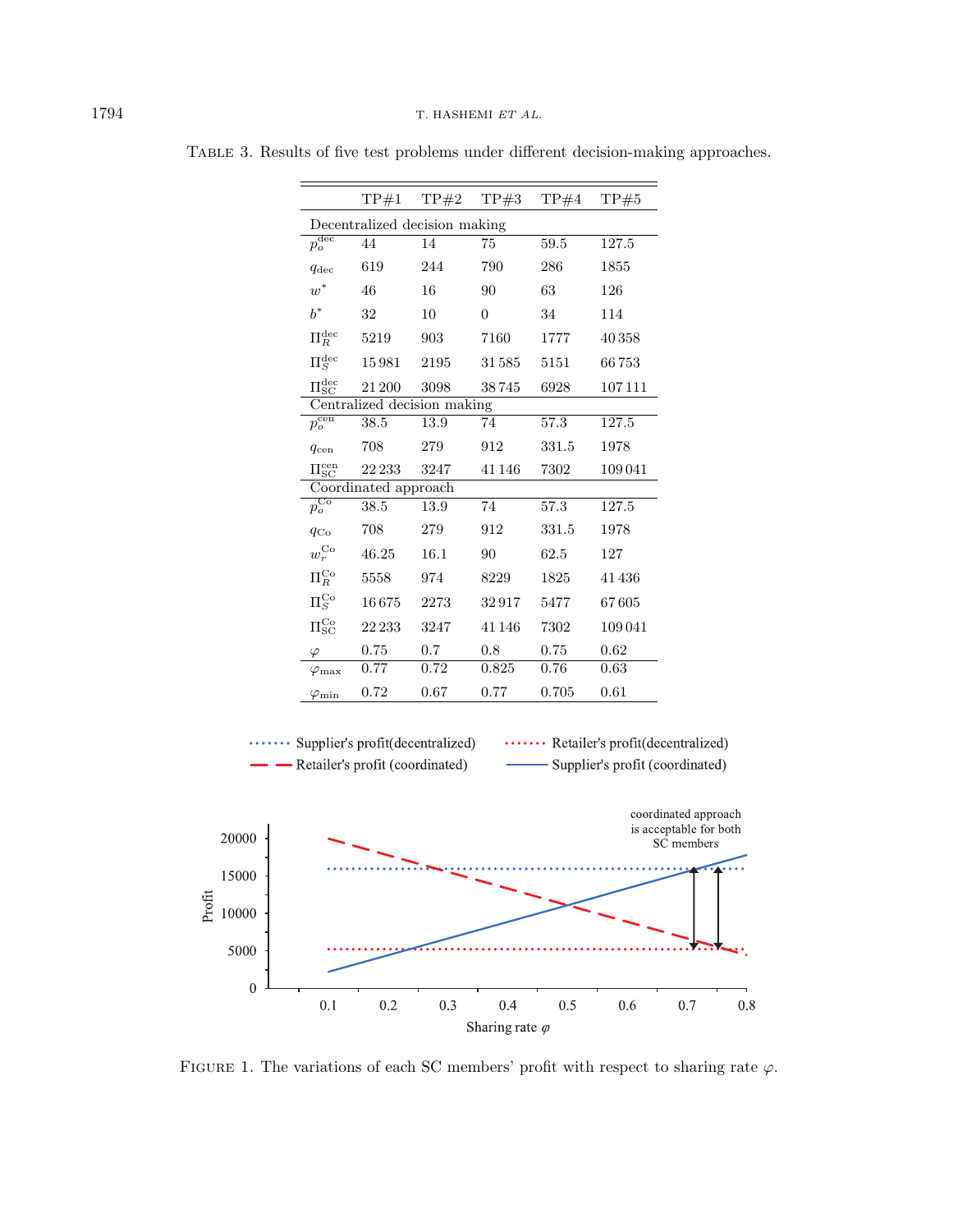TABLE 3. Results of five test problems under different decision-making approaches.

| | TP#1 | TP#2 | TP#3 | TP#4 | TP#5 |
|---|---|---|---|---|---|
| Decentralized decision making | | | | | |
| $p_o^{\text{dec}}$ | 44 | 14 | 75 | 59.5 | 127.5 |
| $q_{\text{dec}}$ | 619 | 244 | 790 | 286 | 1855 |
| $w^*$ | 46 | 16 | 90 | 63 | 126 |
| $b^*$ | 32 | 10 | 0 | 34 | 114 |
| $\Pi_R^{\text{dec}}$ | 5219 | 903 | 7160 | 1777 | 40 358 |
| $\Pi_S^{\text{dec}}$ | 15 981 | 2195 | 31 585 | 5151 | 66 753 |
| $\Pi_{\text{SC}}^{\text{dec}}$ | 21 200 | 3098 | 38 745 | 6928 | 107 111 |
| Centralized decision making | | | | | |
| $p_o^{\text{cen}}$ | 38.5 | 13.9 | 74 | 57.3 | 127.5 |
| $q_{\text{cen}}$ | 708 | 279 | 912 | 331.5 | 1978 |
| $\Pi_{\text{SC}}^{\text{cen}}$ | 22 233 | 3247 | 41 146 | 7302 | 109 041 |
| Coordinated approach | | | | | |
| $p_o^{\text{Co}}$ | 38.5 | 13.9 | 74 | 57.3 | 127.5 |
| $q_{\text{Co}}$ | 708 | 279 | 912 | 331.5 | 1978 |
| $w_r^{\text{Co}}$ | 46.25 | 16.1 | 90 | 62.5 | 127 |
| $\Pi_R^{\text{Co}}$ | 5558 | 974 | 8229 | 1825 | 41 436 |
| $\Pi_S^{\text{Co}}$ | 16 675 | 2273 | 32 917 | 5477 | 67 605 |
| $\Pi_{\text{SC}}^{\text{Co}}$ | 22 233 | 3247 | 41 146 | 7302 | 109 041 |
| $\varphi$ | 0.75 | 0.7 | 0.8 | 0.75 | 0.62 |
| $\varphi_{\max}$ | 0.77 | 0.72 | 0.825 | 0.76 | 0.63 |
| $\varphi_{\min}$ | 0.72 | 0.67 | 0.77 | 0.705 | 0.61 |

FIGURE 1. The variations of each SC members' profit with respect to sharing rate $\varphi$.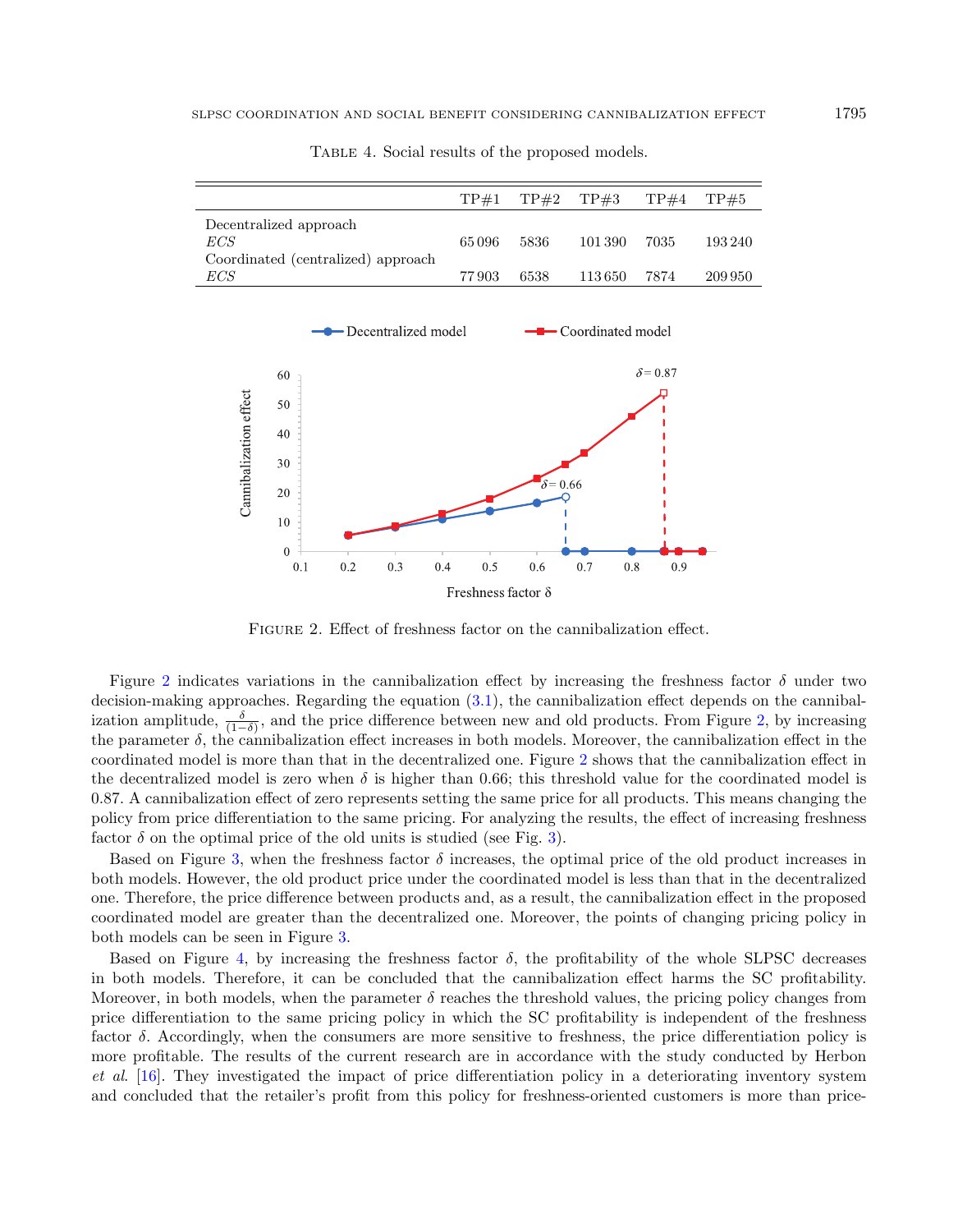Table 4. Social results of the proposed models.

| | TP#1 | TP#2 | TP#3 | TP#4 | TP#5 |
|---|---|---|---|---|---|
| Decentralized approach | | | | | |
| *ECS* | 65 096 | 5836 | 101 390 | 7035 | 193 240 |
| Coordinated (centralized) approach | | | | | |
| *ECS* | 77 903 | 6538 | 113 650 | 7874 | 209 950 |

Figure 2. Effect of freshness factor on the cannibalization effect.

Figure 2 indicates variations in the cannibalization effect by increasing the freshness factor $\delta$ under two decision-making approaches. Regarding the equation (3.1), the cannibalization effect depends on the cannibalization amplitude, $\frac{\delta}{(1-\delta)}$, and the price difference between new and old products. From Figure 2, by increasing the parameter $\delta$, the cannibalization effect increases in both models. Moreover, the cannibalization effect in the coordinated model is more than that in the decentralized one. Figure 2 shows that the cannibalization effect in the decentralized model is zero when $\delta$ is higher than 0.66; this threshold value for the coordinated model is 0.87. A cannibalization effect of zero represents setting the same price for all products. This means changing the policy from price differentiation to the same pricing. For analyzing the results, the effect of increasing freshness factor $\delta$ on the optimal price of the old units is studied (see Fig. 3).

Based on Figure 3, when the freshness factor $\delta$ increases, the optimal price of the old product increases in both models. However, the old product price under the coordinated model is less than that in the decentralized one. Therefore, the price difference between products and, as a result, the cannibalization effect in the proposed coordinated model are greater than the decentralized one. Moreover, the points of changing pricing policy in both models can be seen in Figure 3.

Based on Figure 4, by increasing the freshness factor $\delta$, the profitability of the whole SLPSC decreases in both models. Therefore, it can be concluded that the cannibalization effect harms the SC profitability. Moreover, in both models, when the parameter $\delta$ reaches the threshold values, the pricing policy changes from price differentiation to the same pricing policy in which the SC profitability is independent of the freshness factor $\delta$. Accordingly, when the consumers are more sensitive to freshness, the price differentiation policy is more profitable. The results of the current research are in accordance with the study conducted by Herbon *et al.* [16]. They investigated the impact of price differentiation policy in a deteriorating inventory system and concluded that the retailer's profit from this policy for freshness-oriented customers is more than price-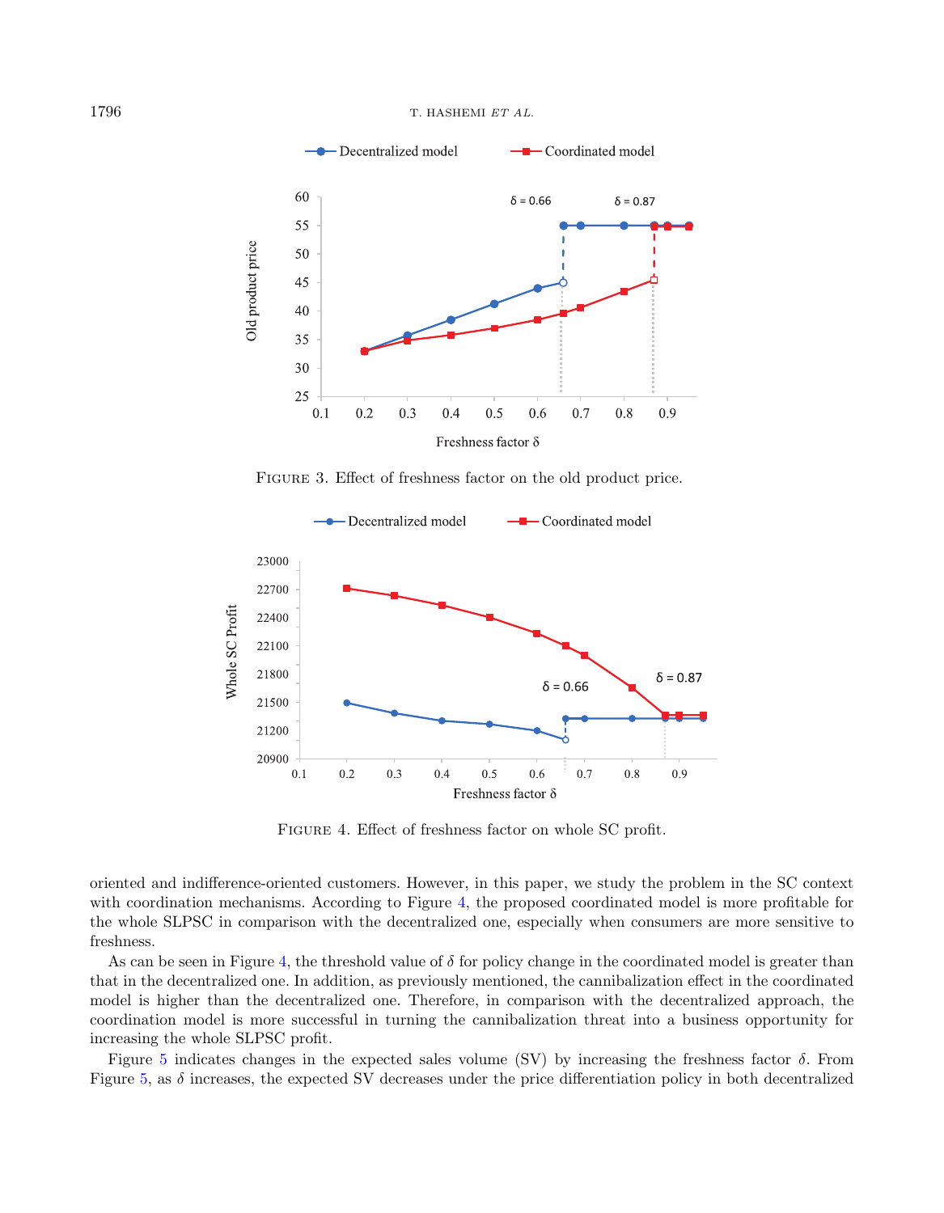FIGURE 3. Effect of freshness factor on the old product price.

FIGURE 4. Effect of freshness factor on whole SC profit.

oriented and indifference-oriented customers. However, in this paper, we study the problem in the SC context with coordination mechanisms. According to Figure 4, the proposed coordinated model is more profitable for the whole SLPSC in comparison with the decentralized one, especially when consumers are more sensitive to freshness.

As can be seen in Figure 4, the threshold value of $\delta$ for policy change in the coordinated model is greater than that in the decentralized one. In addition, as previously mentioned, the cannibalization effect in the coordinated model is higher than the decentralized one. Therefore, in comparison with the decentralized approach, the coordination model is more successful in turning the cannibalization threat into a business opportunity for increasing the whole SLPSC profit.

Figure 5 indicates changes in the expected sales volume (SV) by increasing the freshness factor $\delta$. From Figure 5, as $\delta$ increases, the expected SV decreases under the price differentiation policy in both decentralized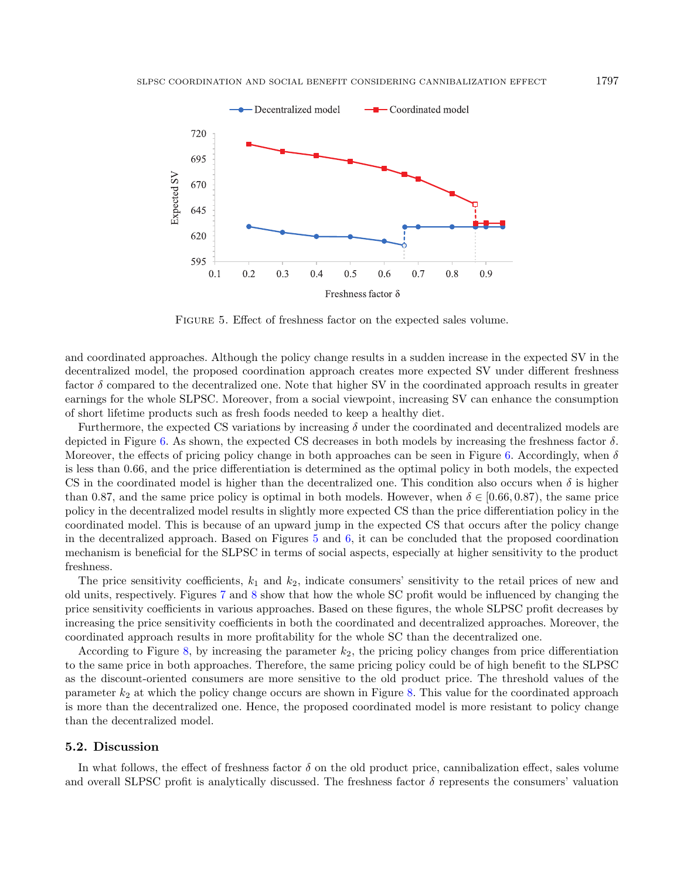Figure 5. Effect of freshness factor on the expected sales volume.

and coordinated approaches. Although the policy change results in a sudden increase in the expected SV in the decentralized model, the proposed coordination approach creates more expected SV under different freshness factor $\delta$ compared to the decentralized one. Note that higher SV in the coordinated approach results in greater earnings for the whole SLPSC. Moreover, from a social viewpoint, increasing SV can enhance the consumption of short lifetime products such as fresh foods needed to keep a healthy diet.

Furthermore, the expected CS variations by increasing $\delta$ under the coordinated and decentralized models are depicted in Figure 6. As shown, the expected CS decreases in both models by increasing the freshness factor $\delta$. Moreover, the effects of pricing policy change in both approaches can be seen in Figure 6. Accordingly, when $\delta$ is less than 0.66, and the price differentiation is determined as the optimal policy in both models, the expected CS in the coordinated model is higher than the decentralized one. This condition also occurs when $\delta$ is higher than 0.87, and the same price policy is optimal in both models. However, when $\delta \in [0.66, 0.87)$, the same price policy in the decentralized model results in slightly more expected CS than the price differentiation policy in the coordinated model. This is because of an upward jump in the expected CS that occurs after the policy change in the decentralized approach. Based on Figures 5 and 6, it can be concluded that the proposed coordination mechanism is beneficial for the SLPSC in terms of social aspects, especially at higher sensitivity to the product freshness.

The price sensitivity coefficients, $k_1$ and $k_2$, indicate consumers' sensitivity to the retail prices of new and old units, respectively. Figures 7 and 8 show that how the whole SC profit would be influenced by changing the price sensitivity coefficients in various approaches. Based on these figures, the whole SLPSC profit decreases by increasing the price sensitivity coefficients in both the coordinated and decentralized approaches. Moreover, the coordinated approach results in more profitability for the whole SC than the decentralized one.

According to Figure 8, by increasing the parameter $k_2$, the pricing policy changes from price differentiation to the same price in both approaches. Therefore, the same pricing policy could be of high benefit to the SLPSC as the discount-oriented consumers are more sensitive to the old product price. The threshold values of the parameter $k_2$ at which the policy change occurs are shown in Figure 8. This value for the coordinated approach is more than the decentralized one. Hence, the proposed coordinated model is more resistant to policy change than the decentralized model.

### 5.2. Discussion

In what follows, the effect of freshness factor $\delta$ on the old product price, cannibalization effect, sales volume and overall SLPSC profit is analytically discussed. The freshness factor $\delta$ represents the consumers' valuation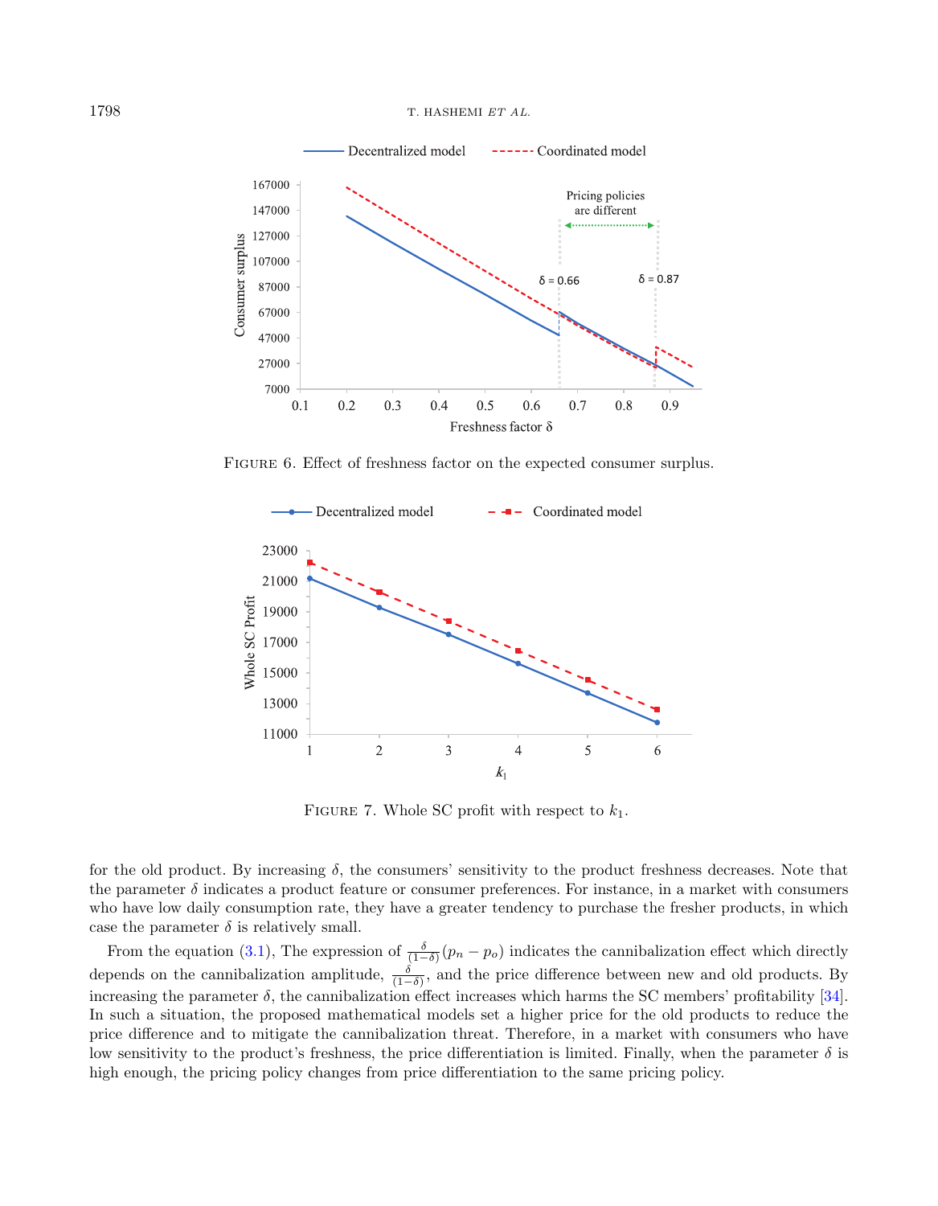Figure 6. Effect of freshness factor on the expected consumer surplus.

Figure 7. Whole SC profit with respect to $k_1$.

for the old product. By increasing $\delta$, the consumers' sensitivity to the product freshness decreases. Note that the parameter $\delta$ indicates a product feature or consumer preferences. For instance, in a market with consumers who have low daily consumption rate, they have a greater tendency to purchase the fresher products, in which case the parameter $\delta$ is relatively small.

From the equation (3.1), The expression of $\frac{\delta}{(1-\delta)}(p_n - p_o)$ indicates the cannibalization effect which directly depends on the cannibalization amplitude, $\frac{\delta}{(1-\delta)}$, and the price difference between new and old products. By increasing the parameter $\delta$, the cannibalization effect increases which harms the SC members' profitability [34]. In such a situation, the proposed mathematical models set a higher price for the old products to reduce the price difference and to mitigate the cannibalization threat. Therefore, in a market with consumers who have low sensitivity to the product's freshness, the price differentiation is limited. Finally, when the parameter $\delta$ is high enough, the pricing policy changes from price differentiation to the same pricing policy.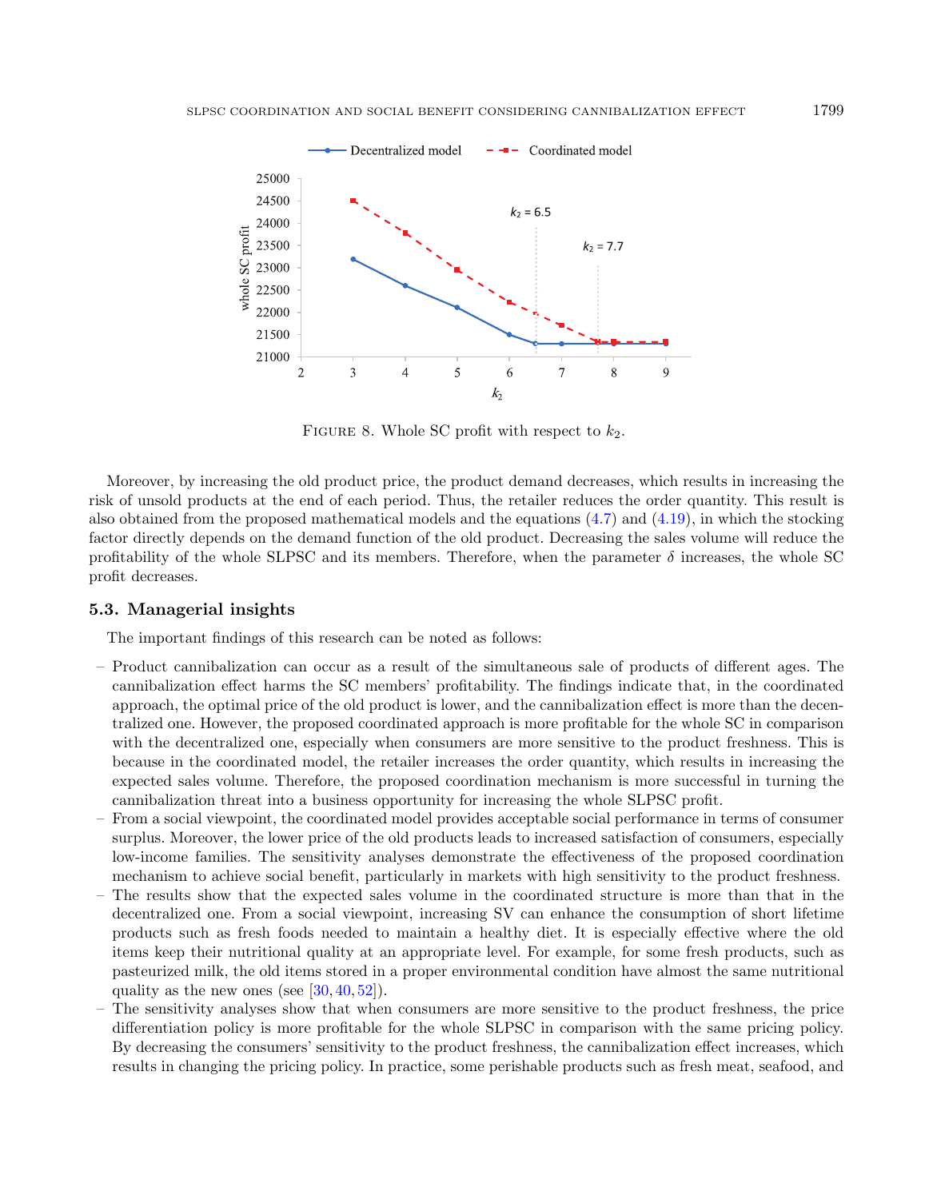FIGURE 8. Whole SC profit with respect to $k_2$.

Moreover, by increasing the old product price, the product demand decreases, which results in increasing the risk of unsold products at the end of each period. Thus, the retailer reduces the order quantity. This result is also obtained from the proposed mathematical models and the equations (4.7) and (4.19), in which the stocking factor directly depends on the demand function of the old product. Decreasing the sales volume will reduce the profitability of the whole SLPSC and its members. Therefore, when the parameter $\delta$ increases, the whole SC profit decreases.

### 5.3. Managerial insights

The important findings of this research can be noted as follows:

- Product cannibalization can occur as a result of the simultaneous sale of products of different ages. The cannibalization effect harms the SC members' profitability. The findings indicate that, in the coordinated approach, the optimal price of the old product is lower, and the cannibalization effect is more than the decentralized one. However, the proposed coordinated approach is more profitable for the whole SC in comparison with the decentralized one, especially when consumers are more sensitive to the product freshness. This is because in the coordinated model, the retailer increases the order quantity, which results in increasing the expected sales volume. Therefore, the proposed coordination mechanism is more successful in turning the cannibalization threat into a business opportunity for increasing the whole SLPSC profit.
- From a social viewpoint, the coordinated model provides acceptable social performance in terms of consumer surplus. Moreover, the lower price of the old products leads to increased satisfaction of consumers, especially low-income families. The sensitivity analyses demonstrate the effectiveness of the proposed coordination mechanism to achieve social benefit, particularly in markets with high sensitivity to the product freshness.
- The results show that the expected sales volume in the coordinated structure is more than that in the decentralized one. From a social viewpoint, increasing SV can enhance the consumption of short lifetime products such as fresh foods needed to maintain a healthy diet. It is especially effective where the old items keep their nutritional quality at an appropriate level. For example, for some fresh products, such as pasteurized milk, the old items stored in a proper environmental condition have almost the same nutritional quality as the new ones (see [30, 40, 52]).
- The sensitivity analyses show that when consumers are more sensitive to the product freshness, the price differentiation policy is more profitable for the whole SLPSC in comparison with the same pricing policy. By decreasing the consumers' sensitivity to the product freshness, the cannibalization effect increases, which results in changing the pricing policy. In practice, some perishable products such as fresh meat, seafood, and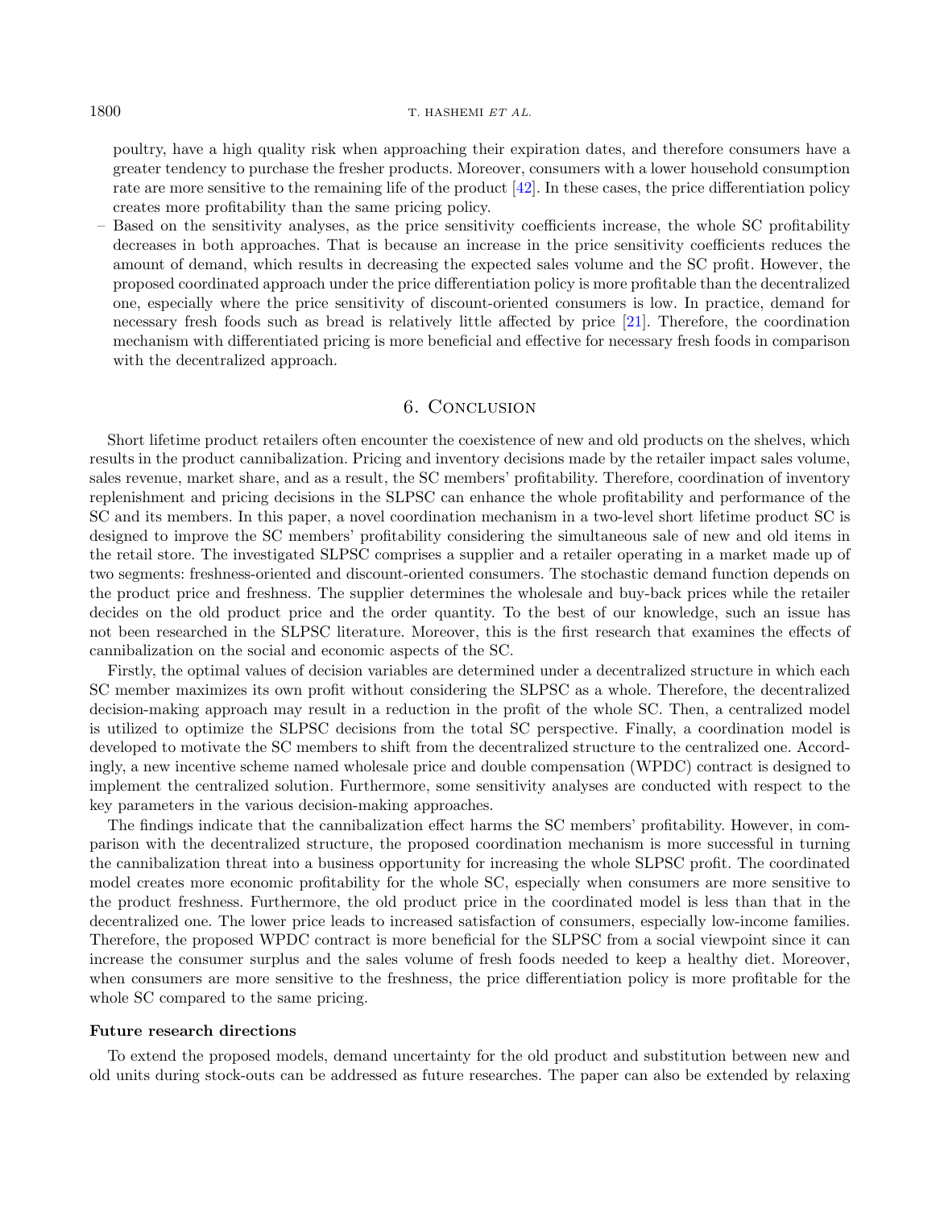poultry, have a high quality risk when approaching their expiration dates, and therefore consumers have a greater tendency to purchase the fresher products. Moreover, consumers with a lower household consumption rate are more sensitive to the remaining life of the product [42]. In these cases, the price differentiation policy creates more profitability than the same pricing policy.

- Based on the sensitivity analyses, as the price sensitivity coefficients increase, the whole SC profitability decreases in both approaches. That is because an increase in the price sensitivity coefficients reduces the amount of demand, which results in decreasing the expected sales volume and the SC profit. However, the proposed coordinated approach under the price differentiation policy is more profitable than the decentralized one, especially where the price sensitivity of discount-oriented consumers is low. In practice, demand for necessary fresh foods such as bread is relatively little affected by price [21]. Therefore, the coordination mechanism with differentiated pricing is more beneficial and effective for necessary fresh foods in comparison with the decentralized approach.

## 6. Conclusion

Short lifetime product retailers often encounter the coexistence of new and old products on the shelves, which results in the product cannibalization. Pricing and inventory decisions made by the retailer impact sales volume, sales revenue, market share, and as a result, the SC members' profitability. Therefore, coordination of inventory replenishment and pricing decisions in the SLPSC can enhance the whole profitability and performance of the SC and its members. In this paper, a novel coordination mechanism in a two-level short lifetime product SC is designed to improve the SC members' profitability considering the simultaneous sale of new and old items in the retail store. The investigated SLPSC comprises a supplier and a retailer operating in a market made up of two segments: freshness-oriented and discount-oriented consumers. The stochastic demand function depends on the product price and freshness. The supplier determines the wholesale and buy-back prices while the retailer decides on the old product price and the order quantity. To the best of our knowledge, such an issue has not been researched in the SLPSC literature. Moreover, this is the first research that examines the effects of cannibalization on the social and economic aspects of the SC.

Firstly, the optimal values of decision variables are determined under a decentralized structure in which each SC member maximizes its own profit without considering the SLPSC as a whole. Therefore, the decentralized decision-making approach may result in a reduction in the profit of the whole SC. Then, a centralized model is utilized to optimize the SLPSC decisions from the total SC perspective. Finally, a coordination model is developed to motivate the SC members to shift from the decentralized structure to the centralized one. Accordingly, a new incentive scheme named wholesale price and double compensation (WPDC) contract is designed to implement the centralized solution. Furthermore, some sensitivity analyses are conducted with respect to the key parameters in the various decision-making approaches.

The findings indicate that the cannibalization effect harms the SC members' profitability. However, in comparison with the decentralized structure, the proposed coordination mechanism is more successful in turning the cannibalization threat into a business opportunity for increasing the whole SLPSC profit. The coordinated model creates more economic profitability for the whole SC, especially when consumers are more sensitive to the product freshness. Furthermore, the old product price in the coordinated model is less than that in the decentralized one. The lower price leads to increased satisfaction of consumers, especially low-income families. Therefore, the proposed WPDC contract is more beneficial for the SLPSC from a social viewpoint since it can increase the consumer surplus and the sales volume of fresh foods needed to keep a healthy diet. Moreover, when consumers are more sensitive to the freshness, the price differentiation policy is more profitable for the whole SC compared to the same pricing.

**Future research directions**

To extend the proposed models, demand uncertainty for the old product and substitution between new and old units during stock-outs can be addressed as future researches. The paper can also be extended by relaxing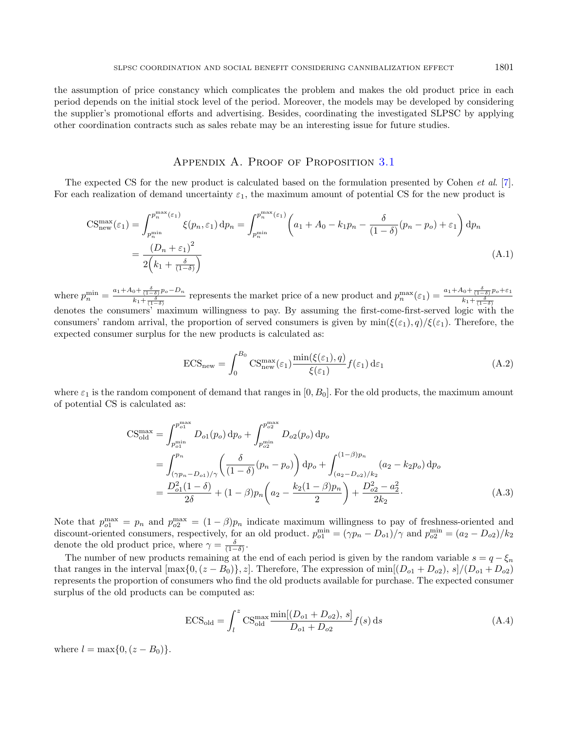the assumption of price constancy which complicates the problem and makes the old product price in each period depends on the initial stock level of the period. Moreover, the models may be developed by considering the supplier's promotional efforts and advertising. Besides, coordinating the investigated SLPSC by applying other coordination contracts such as sales rebate may be an interesting issue for future studies.

## Appendix A. Proof of Proposition 3.1

The expected CS for the new product is calculated based on the formulation presented by Cohen *et al.* [7]. For each realization of demand uncertainty $\varepsilon_1$, the maximum amount of potential CS for the new product is

$$\mathrm{CS}_{\mathrm{new}}^{\max}(\varepsilon_1) = \int_{p_n^{\min}}^{p_n^{\max}(\varepsilon_1)} \xi(p_n, \varepsilon_1)\,\mathrm{d}p_n = \int_{p_n^{\min}}^{p_n^{\max}(\varepsilon_1)} \left(a_1 + A_0 - k_1 p_n - \frac{\delta}{(1-\delta)}(p_n - p_o) + \varepsilon_1\right)\mathrm{d}p_n$$
$$= \frac{(D_n + \varepsilon_1)^2}{2\left(k_1 + \frac{\delta}{(1-\delta)}\right)} \tag{A.1}$$

where $p_n^{\min} = \frac{a_1 + A_0 + \frac{\delta}{(1-\delta)}p_o - D_n}{k_1 + \frac{\delta}{(1-\delta)}}$ represents the market price of a new product and $p_n^{\max}(\varepsilon_1) = \frac{a_1 + A_0 + \frac{\delta}{(1-\delta)}p_o + \varepsilon_1}{k_1 + \frac{\delta}{(1-\delta)}}$ denotes the consumers' maximum willingness to pay. By assuming the first-come-first-served logic with the consumers' random arrival, the proportion of served consumers is given by $\min(\xi(\varepsilon_1), q)/\xi(\varepsilon_1)$. Therefore, the expected consumer surplus for the new products is calculated as:

$$\mathrm{ECS}_{\mathrm{new}} = \int_0^{B_0} \mathrm{CS}_{\mathrm{new}}^{\max}(\varepsilon_1)\frac{\min(\xi(\varepsilon_1), q)}{\xi(\varepsilon_1)} f(\varepsilon_1)\,\mathrm{d}\varepsilon_1 \tag{A.2}$$

where $\varepsilon_1$ is the random component of demand that ranges in $[0, B_0]$. For the old products, the maximum amount of potential CS is calculated as:

$$\mathrm{CS}_{\mathrm{old}}^{\max} = \int_{p_{o1}^{\min}}^{p_{o1}^{\max}} D_{o1}(p_o)\,\mathrm{d}p_o + \int_{p_{o2}^{\min}}^{p_{o2}^{\max}} D_{o2}(p_o)\,\mathrm{d}p_o$$
$$= \int_{(\gamma p_n - D_{o1})/\gamma}^{p_n} \left(\frac{\delta}{(1-\delta)}(p_n - p_o)\right)\mathrm{d}p_o + \int_{(a_2 - D_{o2})/k_2}^{(1-\beta)p_n} (a_2 - k_2 p_o)\,\mathrm{d}p_o$$
$$= \frac{D_{o1}^2(1-\delta)}{2\delta} + (1-\beta)p_n\left(a_2 - \frac{k_2(1-\beta)p_n}{2}\right) + \frac{D_{o2}^2 - a_2^2}{2k_2}. \tag{A.3}$$

Note that $p_{o1}^{\max} = p_n$ and $p_{o2}^{\max} = (1-\beta)p_n$ indicate maximum willingness to pay of freshness-oriented and discount-oriented consumers, respectively, for an old product. $p_{o1}^{\min} = (\gamma p_n - D_{o1})/\gamma$ and $p_{o2}^{\min} = (a_2 - D_{o2})/k_2$ denote the old product price, where $\gamma = \frac{\delta}{(1-\delta)}$.

The number of new products remaining at the end of each period is given by the random variable $s = q - \xi_n$ that ranges in the interval $[\max\{0, (z - B_0)\}, z]$. Therefore, The expression of $\min[(D_{o1} + D_{o2}),\, s]/(D_{o1} + D_{o2})$ represents the proportion of consumers who find the old products available for purchase. The expected consumer surplus of the old products can be computed as:

$$\mathrm{ECS}_{\mathrm{old}} = \int_l^z \mathrm{CS}_{\mathrm{old}}^{\max}\frac{\min[(D_{o1} + D_{o2}),\, s]}{D_{o1} + D_{o2}} f(s)\,\mathrm{d}s \tag{A.4}$$

where $l = \max\{0, (z - B_0)\}$.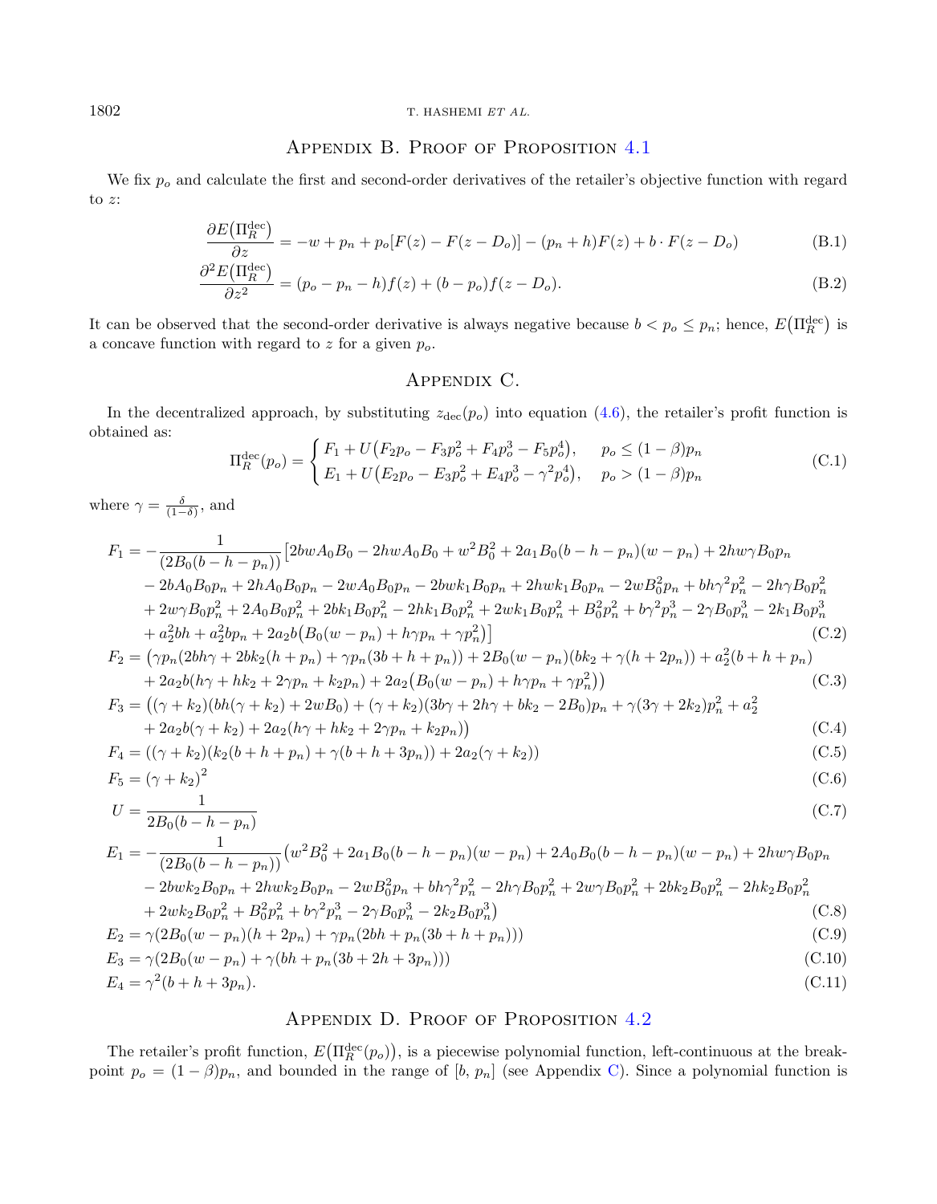## Appendix B. Proof of Proposition 4.1

We fix $p_o$ and calculate the first and second-order derivatives of the retailer's objective function with regard to $z$:

$$\frac{\partial E\left(\Pi_R^{\text{dec}}\right)}{\partial z} = -w + p_n + p_o[F(z) - F(z - D_o)] - (p_n + h)F(z) + b \cdot F(z - D_o) \tag{B.1}$$

$$\frac{\partial^2 E\left(\Pi_R^{\text{dec}}\right)}{\partial z^2} = (p_o - p_n - h)f(z) + (b - p_o)f(z - D_o). \tag{B.2}$$

It can be observed that the second-order derivative is always negative because $b < p_o \leq p_n$; hence, $E\left(\Pi_R^{\text{dec}}\right)$ is a concave function with regard to $z$ for a given $p_o$.

## Appendix C.

In the decentralized approach, by substituting $z_{\text{dec}}(p_o)$ into equation (4.6), the retailer's profit function is obtained as:

$$\Pi_R^{\text{dec}}(p_o) = \begin{cases} F_1 + U\left(F_2 p_o - F_3 p_o^2 + F_4 p_o^3 - F_5 p_o^4\right), & p_o \leq (1-\beta)p_n \\ E_1 + U\left(E_2 p_o - E_3 p_o^2 + E_4 p_o^3 - \gamma^2 p_o^4\right), & p_o > (1-\beta)p_n \end{cases} \tag{C.1}$$

where $\gamma = \frac{\delta}{(1-\delta)}$, and

$$\begin{aligned} F_1 = &-\frac{1}{(2B_0(b-h-p_n))}\big[2bwA_0B_0 - 2hwA_0B_0 + w^2B_0^2 + 2a_1B_0(b-h-p_n)(w-p_n) + 2hw\gamma B_0 p_n \\ &- 2bA_0B_0p_n + 2hA_0B_0p_n - 2wA_0B_0p_n - 2bwk_1B_0p_n + 2hwk_1B_0p_n - 2wB_0^2p_n + bh\gamma^2p_n^2 - 2h\gamma B_0p_n^2 \\ &+ 2w\gamma B_0p_n^2 + 2A_0B_0p_n^2 + 2bk_1B_0p_n^2 - 2hk_1B_0p_n^2 + 2wk_1B_0p_n^2 + B_0^2p_n^2 + b\gamma^2p_n^3 - 2\gamma B_0p_n^3 - 2k_1B_0p_n^3 \\ &+ a_2^2bh + a_2^2bp_n + 2a_2b\left(B_0(w-p_n) + h\gamma p_n + \gamma p_n^2\right)\big] \end{aligned} \tag{C.2}$$

$$\begin{aligned} F_2 = &\big(\gamma p_n(2bh\gamma + 2bk_2(h+p_n) + \gamma p_n(3b+h+p_n)) + 2B_0(w-p_n)(bk_2 + \gamma(h+2p_n)) + a_2^2(b+h+p_n) \\ &+ 2a_2b(h\gamma + hk_2 + 2\gamma p_n + k_2p_n) + 2a_2\left(B_0(w-p_n) + h\gamma p_n + \gamma p_n^2\right)\big) \end{aligned} \tag{C.3}$$

$$\begin{aligned} F_3 = &\big((\gamma+k_2)(bh(\gamma+k_2) + 2wB_0) + (\gamma+k_2)(3b\gamma + 2h\gamma + bk_2 - 2B_0)p_n + \gamma(3\gamma + 2k_2)p_n^2 + a_2^2 \\ &+ 2a_2b(\gamma+k_2) + 2a_2(h\gamma + hk_2 + 2\gamma p_n + k_2p_n)\big) \end{aligned} \tag{C.4}$$

$$F_4 = ((\gamma+k_2)(k_2(b+h+p_n) + \gamma(b+h+3p_n)) + 2a_2(\gamma+k_2)) \tag{C.5}$$

$$F_5 = (\gamma+k_2)^2 \tag{C.6}$$

$$U = \frac{1}{2B_0(b-h-p_n)} \tag{C.7}$$

$$\begin{aligned} E_1 = &-\frac{1}{(2B_0(b-h-p_n))}\big(w^2B_0^2 + 2a_1B_0(b-h-p_n)(w-p_n) + 2A_0B_0(b-h-p_n)(w-p_n) + 2hw\gamma B_0p_n \\ &- 2bwk_2B_0p_n + 2hwk_2B_0p_n - 2wB_0^2p_n + bh\gamma^2p_n^2 - 2h\gamma B_0p_n^2 + 2w\gamma B_0p_n^2 + 2bk_2B_0p_n^2 - 2hk_2B_0p_n^2 \\ &+ 2wk_2B_0p_n^2 + B_0^2p_n^2 + b\gamma^2p_n^3 - 2\gamma B_0p_n^3 - 2k_2B_0p_n^3\big) \end{aligned} \tag{C.8}$$

$$E_2 = \gamma(2B_0(w-p_n)(h+2p_n) + \gamma p_n(2bh + p_n(3b+h+p_n))) \tag{C.9}$$

$$E_3 = \gamma(2B_0(w-p_n) + \gamma(bh + p_n(3b+2h+3p_n))) \tag{C.10}$$

$$E_4 = \gamma^2(b+h+3p_n). \tag{C.11}$$

## Appendix D. Proof of Proposition 4.2

The retailer's profit function, $E\left(\Pi_R^{\text{dec}}(p_o)\right)$, is a piecewise polynomial function, left-continuous at the breakpoint $p_o = (1-\beta)p_n$, and bounded in the range of $[b,\, p_n]$ (see Appendix C). Since a polynomial function is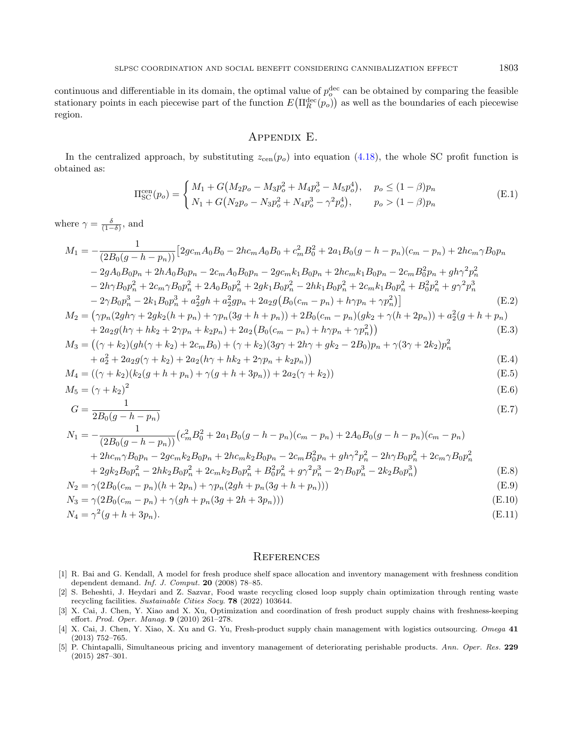continuous and differentiable in its domain, the optimal value of $p_o^{\text{dec}}$ can be obtained by comparing the feasible stationary points in each piecewise part of the function $E\big(\Pi_R^{\text{dec}}(p_o)\big)$ as well as the boundaries of each piecewise region.

## Appendix E.

In the centralized approach, by substituting $z_{\text{cen}}(p_o)$ into equation (4.18), the whole SC profit function is obtained as:

$$\Pi_{\text{SC}}^{\text{cen}}(p_o) = \begin{cases} M_1 + G\big(M_2 p_o - M_3 p_o^2 + M_4 p_o^3 - M_5 p_o^4\big), & p_o \leq (1-\beta)p_n \\ N_1 + G\big(N_2 p_o - N_3 p_o^2 + N_4 p_o^3 - \gamma^2 p_o^4\big), & p_o > (1-\beta)p_n \end{cases} \tag{E.1}$$

where $\gamma = \frac{\delta}{(1-\delta)}$, and

$$\begin{aligned} M_1 = -\frac{1}{(2B_0(g-h-p_n))}\big[&2gc_m A_0 B_0 - 2hc_m A_0 B_0 + c_m^2 B_0^2 + 2a_1 B_0(g-h-p_n)(c_m - p_n) + 2hc_m\gamma B_0 p_n \\ &- 2gA_0 B_0 p_n + 2hA_0 B_0 p_n - 2c_m A_0 B_0 p_n - 2gc_m k_1 B_0 p_n + 2hc_m k_1 B_0 p_n - 2c_m B_0^2 p_n + gh\gamma^2 p_n^2 \\ &- 2h\gamma B_0 p_n^2 + 2c_m\gamma B_0 p_n^2 + 2A_0 B_0 p_n^2 + 2gk_1 B_0 p_n^2 - 2hk_1 B_0 p_n^2 + 2c_m k_1 B_0 p_n^2 + B_0^2 p_n^2 + g\gamma^2 p_n^3 \\ &- 2\gamma B_0 p_n^3 - 2k_1 B_0 p_n^3 + a_2^2 gh + a_2^2 g p_n + 2a_2 g\big(B_0(c_m - p_n) + h\gamma p_n + \gamma p_n^2\big)\big] \end{aligned} \tag{E.2}$$

$$\begin{aligned} M_2 = \big(&\gamma p_n(2gh\gamma + 2gk_2(h+p_n) + \gamma p_n(3g+h+p_n)) + 2B_0(c_m - p_n)(gk_2 + \gamma(h+2p_n)) + a_2^2(g+h+p_n) \\ &+ 2a_2 g(h\gamma + hk_2 + 2\gamma p_n + k_2 p_n) + 2a_2\big(B_0(c_m - p_n) + h\gamma p_n + \gamma p_n^2\big)\big) \end{aligned} \tag{E.3}$$

$$\begin{aligned} M_3 = \big(&(\gamma + k_2)(gh(\gamma + k_2) + 2c_m B_0) + (\gamma + k_2)(3g\gamma + 2h\gamma + gk_2 - 2B_0)p_n + \gamma(3\gamma + 2k_2)p_n^2 \\ &+ a_2^2 + 2a_2 g(\gamma + k_2) + 2a_2(h\gamma + hk_2 + 2\gamma p_n + k_2 p_n)\big) \end{aligned} \tag{E.4}$$

$$M_4 = ((\gamma + k_2)(k_2(g+h+p_n) + \gamma(g+h+3p_n)) + 2a_2(\gamma + k_2)) \tag{E.5}$$

$$M_5 = (\gamma + k_2)^2 \tag{E.6}$$

$$G = \frac{1}{2B_0(g-h-p_n)} \tag{E.7}$$

$$\begin{aligned} N_1 = -\frac{1}{(2B_0(g-h-p_n))}\big(&c_m^2 B_0^2 + 2a_1 B_0(g-h-p_n)(c_m - p_n) + 2A_0 B_0(g-h-p_n)(c_m - p_n) \\ &+ 2hc_m\gamma B_0 p_n - 2gc_m k_2 B_0 p_n + 2hc_m k_2 B_0 p_n - 2c_m B_0^2 p_n + gh\gamma^2 p_n^2 - 2h\gamma B_0 p_n^2 + 2c_m\gamma B_0 p_n^2 \\ &+ 2gk_2 B_0 p_n^2 - 2hk_2 B_0 p_n^2 + 2c_m k_2 B_0 p_n^2 + B_0^2 p_n^2 + g\gamma^2 p_n^3 - 2\gamma B_0 p_n^3 - 2k_2 B_0 p_n^3\big) \end{aligned} \tag{E.8}$$

$$N_2 = \gamma(2B_0(c_m - p_n)(h+2p_n) + \gamma p_n(2gh + p_n(3g+h+p_n))) \tag{E.9}$$

$$N_3 = \gamma(2B_0(c_m - p_n) + \gamma(gh + p_n(3g+2h+3p_n))) \tag{E.10}$$

$$N_4 = \gamma^2(g+h+3p_n). \tag{E.11}$$

## References

[1] R. Bai and G. Kendall, A model for fresh produce shelf space allocation and inventory management with freshness condition dependent demand. *Inf. J. Comput.* **20** (2008) 78–85.

[2] S. Beheshti, J. Heydari and Z. Sazvar, Food waste recycling closed loop supply chain optimization through renting waste recycling facilities. *Sustainable Cities Socy.* **78** (2022) 103644.

[3] X. Cai, J. Chen, Y. Xiao and X. Xu, Optimization and coordination of fresh product supply chains with freshness-keeping effort. *Prod. Oper. Manag.* **9** (2010) 261–278.

[4] X. Cai, J. Chen, Y. Xiao, X. Xu and G. Yu, Fresh-product supply chain management with logistics outsourcing. *Omega* **41** (2013) 752–765.

[5] P. Chintapalli, Simultaneous pricing and inventory management of deteriorating perishable products. *Ann. Oper. Res.* **229** (2015) 287–301.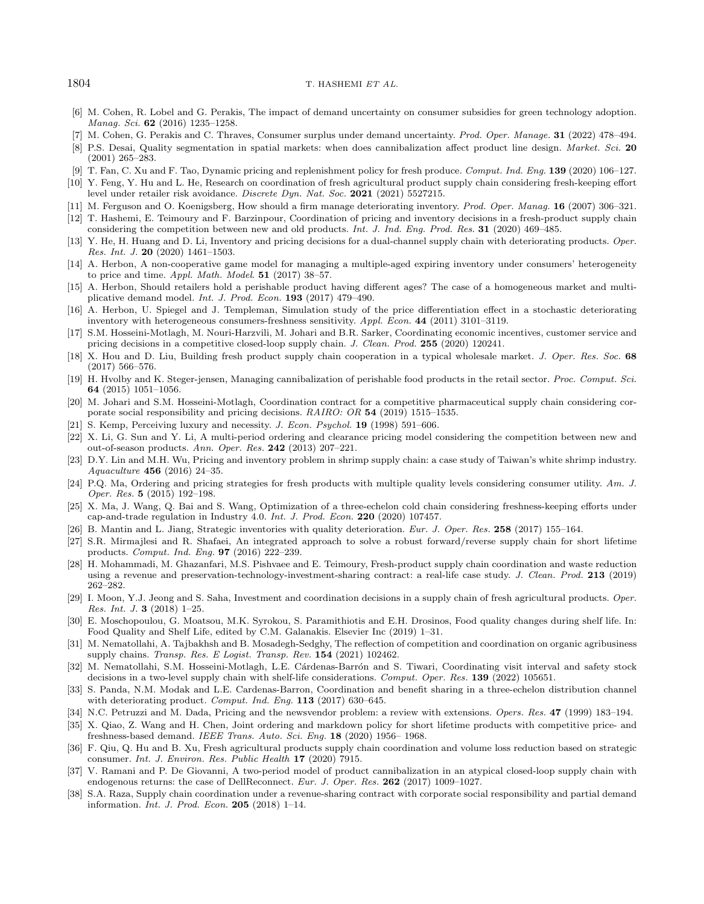[6] M. Cohen, R. Lobel and G. Perakis, The impact of demand uncertainty on consumer subsidies for green technology adoption. *Manag. Sci.* **62** (2016) 1235–1258.

[7] M. Cohen, G. Perakis and C. Thraves, Consumer surplus under demand uncertainty. *Prod. Oper. Manage.* **31** (2022) 478–494.

[8] P.S. Desai, Quality segmentation in spatial markets: when does cannibalization affect product line design. *Market. Sci.* **20** (2001) 265–283.

[9] T. Fan, C. Xu and F. Tao, Dynamic pricing and replenishment policy for fresh produce. *Comput. Ind. Eng.* **139** (2020) 106–127.

[10] Y. Feng, Y. Hu and L. He, Research on coordination of fresh agricultural product supply chain considering fresh-keeping effort level under retailer risk avoidance. *Discrete Dyn. Nat. Soc.* **2021** (2021) 5527215.

[11] M. Ferguson and O. Koenigsberg, How should a firm manage deteriorating inventory. *Prod. Oper. Manag.* **16** (2007) 306–321.

[12] T. Hashemi, E. Teimoury and F. Barzinpour, Coordination of pricing and inventory decisions in a fresh-product supply chain considering the competition between new and old products. *Int. J. Ind. Eng. Prod. Res.* **31** (2020) 469–485.

[13] Y. He, H. Huang and D. Li, Inventory and pricing decisions for a dual-channel supply chain with deteriorating products. *Oper. Res. Int. J.* **20** (2020) 1461–1503.

[14] A. Herbon, A non-cooperative game model for managing a multiple-aged expiring inventory under consumers' heterogeneity to price and time. *Appl. Math. Model.* **51** (2017) 38–57.

[15] A. Herbon, Should retailers hold a perishable product having different ages? The case of a homogeneous market and multiplicative demand model. *Int. J. Prod. Econ.* **193** (2017) 479–490.

[16] A. Herbon, U. Spiegel and J. Templeman, Simulation study of the price differentiation effect in a stochastic deteriorating inventory with heterogeneous consumers-freshness sensitivity. *Appl. Econ.* **44** (2011) 3101–3119.

[17] S.M. Hosseini-Motlagh, M. Nouri-Harzvili, M. Johari and B.R. Sarker, Coordinating economic incentives, customer service and pricing decisions in a competitive closed-loop supply chain. *J. Clean. Prod.* **255** (2020) 120241.

[18] X. Hou and D. Liu, Building fresh product supply chain cooperation in a typical wholesale market. *J. Oper. Res. Soc.* **68** (2017) 566–576.

[19] H. Hvolby and K. Steger-jensen, Managing cannibalization of perishable food products in the retail sector. *Proc. Comput. Sci.* **64** (2015) 1051–1056.

[20] M. Johari and S.M. Hosseini-Motlagh, Coordination contract for a competitive pharmaceutical supply chain considering corporate social responsibility and pricing decisions. *RAIRO: OR* **54** (2019) 1515–1535.

[21] S. Kemp, Perceiving luxury and necessity. *J. Econ. Psychol.* **19** (1998) 591–606.

[22] X. Li, G. Sun and Y. Li, A multi-period ordering and clearance pricing model considering the competition between new and out-of-season products. *Ann. Oper. Res.* **242** (2013) 207–221.

[23] D.Y. Lin and M.H. Wu, Pricing and inventory problem in shrimp supply chain: a case study of Taiwan's white shrimp industry. *Aquaculture* **456** (2016) 24–35.

[24] P.Q. Ma, Ordering and pricing strategies for fresh products with multiple quality levels considering consumer utility. *Am. J. Oper. Res.* **5** (2015) 192–198.

[25] X. Ma, J. Wang, Q. Bai and S. Wang, Optimization of a three-echelon cold chain considering freshness-keeping efforts under cap-and-trade regulation in Industry 4.0. *Int. J. Prod. Econ.* **220** (2020) 107457.

[26] B. Mantin and L. Jiang, Strategic inventories with quality deterioration. *Eur. J. Oper. Res.* **258** (2017) 155–164.

[27] S.R. Mirmajlesi and R. Shafaei, An integrated approach to solve a robust forward/reverse supply chain for short lifetime products. *Comput. Ind. Eng.* **97** (2016) 222–239.

[28] H. Mohammadi, M. Ghazanfari, M.S. Pishvaee and E. Teimoury, Fresh-product supply chain coordination and waste reduction using a revenue and preservation-technology-investment-sharing contract: a real-life case study. *J. Clean. Prod.* **213** (2019) 262–282.

[29] I. Moon, Y.J. Jeong and S. Saha, Investment and coordination decisions in a supply chain of fresh agricultural products. *Oper. Res. Int. J.* **3** (2018) 1–25.

[30] E. Moschopoulou, G. Moatsou, M.K. Syrokou, S. Paramithiotis and E.H. Drosinos, Food quality changes during shelf life. In: Food Quality and Shelf Life, edited by C.M. Galanakis. Elsevier Inc (2019) 1–31.

[31] M. Nematollahi, A. Tajbakhsh and B. Mosadegh-Sedghy, The reflection of competition and coordination on organic agribusiness supply chains. *Transp. Res. E Logist. Transp. Rev.* **154** (2021) 102462.

[32] M. Nematollahi, S.M. Hosseini-Motlagh, L.E. Cárdenas-Barrón and S. Tiwari, Coordinating visit interval and safety stock decisions in a two-level supply chain with shelf-life considerations. *Comput. Oper. Res.* **139** (2022) 105651.

[33] S. Panda, N.M. Modak and L.E. Cardenas-Barron, Coordination and benefit sharing in a three-echelon distribution channel with deteriorating product. *Comput. Ind. Eng.* **113** (2017) 630–645.

[34] N.C. Petruzzi and M. Dada, Pricing and the newsvendor problem: a review with extensions. *Opers. Res.* **47** (1999) 183–194.

[35] X. Qiao, Z. Wang and H. Chen, Joint ordering and markdown policy for short lifetime products with competitive price- and freshness-based demand. *IEEE Trans. Auto. Sci. Eng.* **18** (2020) 1956– 1968.

[36] F. Qiu, Q. Hu and B. Xu, Fresh agricultural products supply chain coordination and volume loss reduction based on strategic consumer. *Int. J. Environ. Res. Public Health* **17** (2020) 7915.

[37] V. Ramani and P. De Giovanni, A two-period model of product cannibalization in an atypical closed-loop supply chain with endogenous returns: the case of DellReconnect. *Eur. J. Oper. Res.* **262** (2017) 1009–1027.

[38] S.A. Raza, Supply chain coordination under a revenue-sharing contract with corporate social responsibility and partial demand information. *Int. J. Prod. Econ.* **205** (2018) 1–14.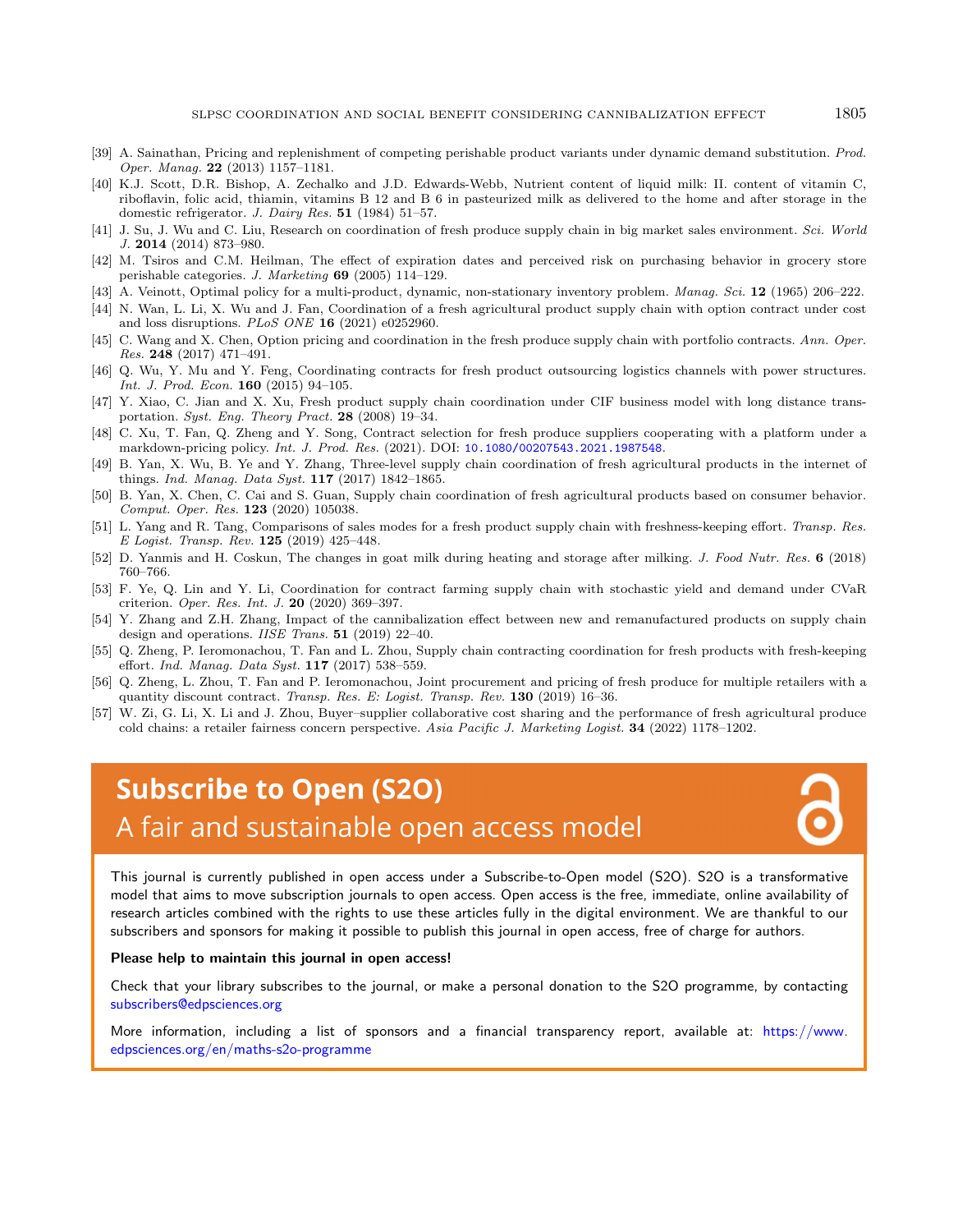[39] A. Sainathan, Pricing and replenishment of competing perishable product variants under dynamic demand substitution. *Prod. Oper. Manag.* **22** (2013) 1157–1181.

[40] K.J. Scott, D.R. Bishop, A. Zechalko and J.D. Edwards-Webb, Nutrient content of liquid milk: II. content of vitamin C, riboflavin, folic acid, thiamin, vitamins B 12 and B 6 in pasteurized milk as delivered to the home and after storage in the domestic refrigerator. *J. Dairy Res.* **51** (1984) 51–57.

[41] J. Su, J. Wu and C. Liu, Research on coordination of fresh produce supply chain in big market sales environment. *Sci. World J.* **2014** (2014) 873–980.

[42] M. Tsiros and C.M. Heilman, The effect of expiration dates and perceived risk on purchasing behavior in grocery store perishable categories. *J. Marketing* **69** (2005) 114–129.

[43] A. Veinott, Optimal policy for a multi-product, dynamic, non-stationary inventory problem. *Manag. Sci.* **12** (1965) 206–222.

[44] N. Wan, L. Li, X. Wu and J. Fan, Coordination of a fresh agricultural product supply chain with option contract under cost and loss disruptions. *PLoS ONE* **16** (2021) e0252960.

[45] C. Wang and X. Chen, Option pricing and coordination in the fresh produce supply chain with portfolio contracts. *Ann. Oper. Res.* **248** (2017) 471–491.

[46] Q. Wu, Y. Mu and Y. Feng, Coordinating contracts for fresh product outsourcing logistics channels with power structures. *Int. J. Prod. Econ.* **160** (2015) 94–105.

[47] Y. Xiao, C. Jian and X. Xu, Fresh product supply chain coordination under CIF business model with long distance transportation. *Syst. Eng. Theory Pract.* **28** (2008) 19–34.

[48] C. Xu, T. Fan, Q. Zheng and Y. Song, Contract selection for fresh produce suppliers cooperating with a platform under a markdown-pricing policy. *Int. J. Prod. Res.* (2021). DOI: 10.1080/00207543.2021.1987548.

[49] B. Yan, X. Wu, B. Ye and Y. Zhang, Three-level supply chain coordination of fresh agricultural products in the internet of things. *Ind. Manag. Data Syst.* **117** (2017) 1842–1865.

[50] B. Yan, X. Chen, C. Cai and S. Guan, Supply chain coordination of fresh agricultural products based on consumer behavior. *Comput. Oper. Res.* **123** (2020) 105038.

[51] L. Yang and R. Tang, Comparisons of sales modes for a fresh product supply chain with freshness-keeping effort. *Transp. Res. E Logist. Transp. Rev.* **125** (2019) 425–448.

[52] D. Yanmis and H. Coskun, The changes in goat milk during heating and storage after milking. *J. Food Nutr. Res.* **6** (2018) 760–766.

[53] F. Ye, Q. Lin and Y. Li, Coordination for contract farming supply chain with stochastic yield and demand under CVaR criterion. *Oper. Res. Int. J.* **20** (2020) 369–397.

[54] Y. Zhang and Z.H. Zhang, Impact of the cannibalization effect between new and remanufactured products on supply chain design and operations. *IISE Trans.* **51** (2019) 22–40.

[55] Q. Zheng, P. Ieromonachou, T. Fan and L. Zhou, Supply chain contracting coordination for fresh products with fresh-keeping effort. *Ind. Manag. Data Syst.* **117** (2017) 538–559.

[56] Q. Zheng, L. Zhou, T. Fan and P. Ieromonachou, Joint procurement and pricing of fresh produce for multiple retailers with a quantity discount contract. *Transp. Res. E: Logist. Transp. Rev.* **130** (2019) 16–36.

[57] W. Zi, G. Li, X. Li and J. Zhou, Buyer–supplier collaborative cost sharing and the performance of fresh agricultural produce cold chains: a retailer fairness concern perspective. *Asia Pacific J. Marketing Logist.* **34** (2022) 1178–1202.

## Subscribe to Open (S2O)

### A fair and sustainable open access model

This journal is currently published in open access under a Subscribe-to-Open model (S2O). S2O is a transformative model that aims to move subscription journals to open access. Open access is the free, immediate, online availability of research articles combined with the rights to use these articles fully in the digital environment. We are thankful to our subscribers and sponsors for making it possible to publish this journal in open access, free of charge for authors.

**Please help to maintain this journal in open access!**

Check that your library subscribes to the journal, or make a personal donation to the S2O programme, by contacting subscribers@edpsciences.org

More information, including a list of sponsors and a financial transparency report, available at: https://www.edpsciences.org/en/maths-s2o-programme